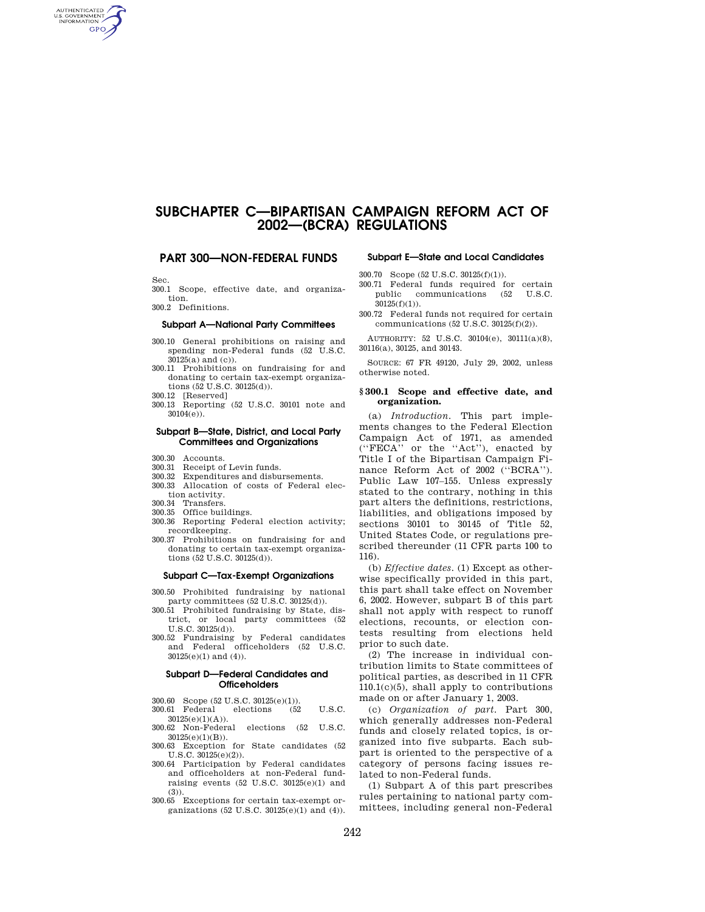# SUBCHAPTER C—BIPARTISAN CAMPAIGN REFORM ACT OF 2002—(BCRA) REGULATIONS

## PART 300—NON-FEDERAL FUNDS

Sec.

300.1 Scope, effective date, and organization.

300.2 Definitions.

### Subpart A—National Party Committees

300.10 General prohibitions on raising and spending non-Federal funds (52 U.S.C. 30125(a) and (c)).

300.11 Prohibitions on fundraising for and donating to certain tax-exempt organizations (52 U.S.C. 30125(d)).

300.12 [Reserved]

300.13 Reporting (52 U.S.C. 30101 note and 30104(e)).

### Subpart B—State, District, and Local Party Committees and Organizations

300.30 Accounts.

300.31 Receipt of Levin funds.

300.32 Expenditures and disbursements.

300.33 Allocation of costs of Federal election activity.

300.34 Transfers.

300.35 Office buildings.

300.36 Reporting Federal election activity; recordkeeping.

300.37 Prohibitions on fundraising for and donating to certain tax-exempt organizations (52 U.S.C. 30125(d)).

### Subpart C—Tax-Exempt Organizations

300.50 Prohibited fundraising by national party committees (52 U.S.C. 30125(d)).

300.51 Prohibited fundraising by State, district, or local party committees (52 U.S.C. 30125(d)).

300.52 Fundraising by Federal candidates and Federal officeholders (52 U.S.C. 30125(e)(1) and (4)).

### Subpart D—Federal Candidates and Officeholders

300.60 Scope (52 U.S.C. 30125(e)(1)).

300.61 Federal elections (52 U.S.C. 30125(e)(1)(A)).

300.62 Non-Federal elections (52 U.S.C. 30125(e)(1)(B)).

300.63 Exception for State candidates (52 U.S.C. 30125(e)(2)).

300.64 Participation by Federal candidates and officeholders at non-Federal fundraising events (52 U.S.C. 30125(e)(1) and (3)).

300.65 Exceptions for certain tax-exempt organizations (52 U.S.C. 30125(e)(1) and (4)).

### Subpart E—State and Local Candidates

300.70 Scope (52 U.S.C. 30125(f)(1)).

300.71 Federal funds required for certain public communications (52 U.S.C. 30125(f)(1)).

300.72 Federal funds not required for certain communications (52 U.S.C. 30125(f)(2)).

AUTHORITY: 52 U.S.C. 30104(e), 30111(a)(8), 30116(a), 30125, and 30143.

SOURCE: 67 FR 49120, July 29, 2002, unless otherwise noted.

### § 300.1 Scope and effective date, and organization.

(a) *Introduction.* This part implements changes to the Federal Election Campaign Act of 1971, as amended (''FECA'' or the ''Act''), enacted by Title I of the Bipartisan Campaign Finance Reform Act of 2002 (''BCRA''). Public Law 107–155. Unless expressly stated to the contrary, nothing in this part alters the definitions, restrictions, liabilities, and obligations imposed by sections 30101 to 30145 of Title 52, United States Code, or regulations prescribed thereunder (11 CFR parts 100 to 116).

(b) *Effective dates.* (1) Except as otherwise specifically provided in this part, this part shall take effect on November 6, 2002. However, subpart B of this part shall not apply with respect to runoff elections, recounts, or election contests resulting from elections held prior to such date.

(2) The increase in individual contribution limits to State committees of political parties, as described in 11 CFR 110.1(c)(5), shall apply to contributions made on or after January 1, 2003.

(c) *Organization of part.* Part 300, which generally addresses non-Federal funds and closely related topics, is organized into five subparts. Each subpart is oriented to the perspective of a category of persons facing issues related to non-Federal funds.

(1) Subpart A of this part prescribes rules pertaining to national party committees, including general non-Federal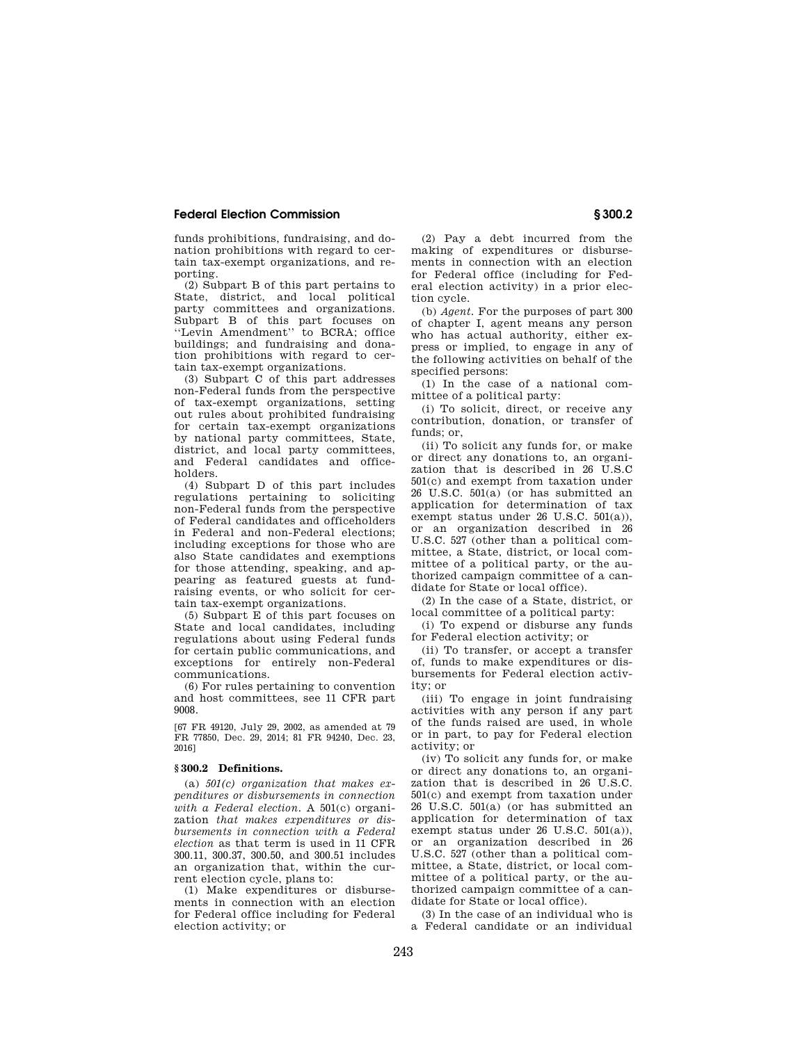funds prohibitions, fundraising, and donation prohibitions with regard to certain tax-exempt organizations, and reporting.

(2) Subpart B of this part pertains to State, district, and local political party committees and organizations. Subpart B of this part focuses on "Levin Amendment" to BCRA; office buildings; and fundraising and donation prohibitions with regard to certain tax-exempt organizations.

(3) Subpart C of this part addresses non-Federal funds from the perspective of tax-exempt organizations, setting out rules about prohibited fundraising for certain tax-exempt organizations by national party committees, State, district, and local party committees, and Federal candidates and officeholders.

(4) Subpart D of this part includes regulations pertaining to soliciting non-Federal funds from the perspective of Federal candidates and officeholders in Federal and non-Federal elections; including exceptions for those who are also State candidates and exemptions for those attending, speaking, and appearing as featured guests at fundraising events, or who solicit for certain tax-exempt organizations.

(5) Subpart E of this part focuses on State and local candidates, including regulations about using Federal funds for certain public communications, and exceptions for entirely non-Federal communications.

(6) For rules pertaining to convention and host committees, see 11 CFR part 9008.

[67 FR 49120, July 29, 2002, as amended at 79 FR 77850, Dec. 29, 2014; 81 FR 94240, Dec. 23, 2016]

## § 300.2 Definitions.

(a) *501(c) organization that makes expenditures or disbursements in connection with a Federal election.* A 501(c) organization *that makes expenditures or disbursements in connection with a Federal election* as that term is used in 11 CFR 300.11, 300.37, 300.50, and 300.51 includes an organization that, within the current election cycle, plans to:

(1) Make expenditures or disbursements in connection with an election for Federal office including for Federal election activity; or

(2) Pay a debt incurred from the making of expenditures or disbursements in connection with an election for Federal office (including for Federal election activity) in a prior election cycle.

(b) *Agent.* For the purposes of part 300 of chapter I, agent means any person who has actual authority, either express or implied, to engage in any of the following activities on behalf of the specified persons:

(1) In the case of a national committee of a political party:

(i) To solicit, direct, or receive any contribution, donation, or transfer of funds; or,

(ii) To solicit any funds for, or make or direct any donations to, an organization that is described in 26 U.S.C 501(c) and exempt from taxation under 26 U.S.C. 501(a) (or has submitted an application for determination of tax exempt status under 26 U.S.C. 501(a)), or an organization described in 26 U.S.C. 527 (other than a political committee, a State, district, or local committee of a political party, or the authorized campaign committee of a candidate for State or local office).

(2) In the case of a State, district, or local committee of a political party:

(i) To expend or disburse any funds for Federal election activity; or

(ii) To transfer, or accept a transfer of, funds to make expenditures or disbursements for Federal election activity; or

(iii) To engage in joint fundraising activities with any person if any part of the funds raised are used, in whole or in part, to pay for Federal election activity; or

(iv) To solicit any funds for, or make or direct any donations to, an organization that is described in 26 U.S.C. 501(c) and exempt from taxation under 26 U.S.C. 501(a) (or has submitted an application for determination of tax exempt status under 26 U.S.C. 501(a)), or an organization described in 26 U.S.C. 527 (other than a political committee, a State, district, or local committee of a political party, or the authorized campaign committee of a candidate for State or local office).

(3) In the case of an individual who is a Federal candidate or an individual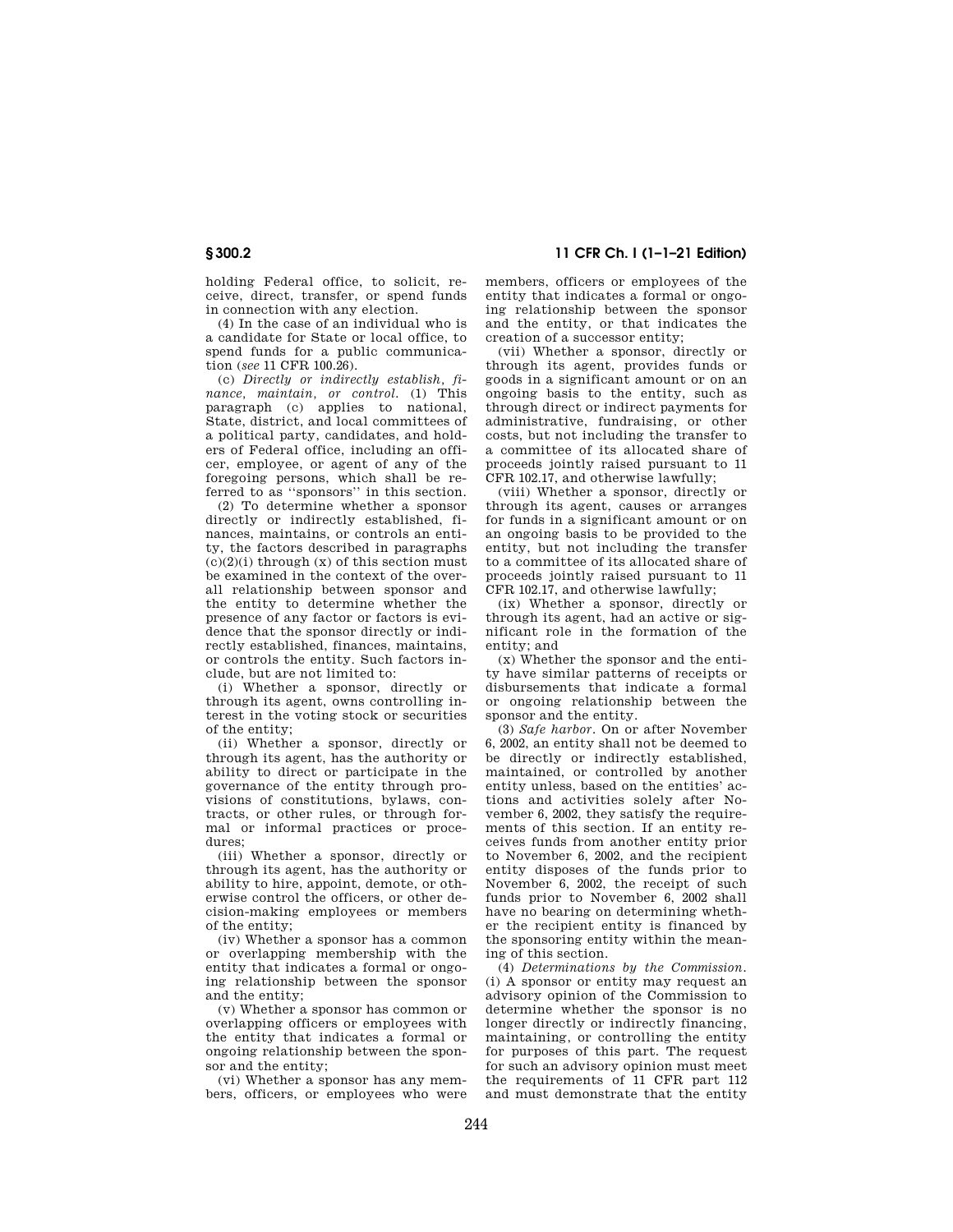holding Federal office, to solicit, receive, direct, transfer, or spend funds in connection with any election.

(4) In the case of an individual who is a candidate for State or local office, to spend funds for a public communication (*see* 11 CFR 100.26).

(c) *Directly or indirectly establish, finance, maintain, or control.* (1) This paragraph (c) applies to national, State, district, and local committees of a political party, candidates, and holders of Federal office, including an officer, employee, or agent of any of the foregoing persons, which shall be referred to as ''sponsors'' in this section.

(2) To determine whether a sponsor directly or indirectly established, finances, maintains, or controls an entity, the factors described in paragraphs (c)(2)(i) through (x) of this section must be examined in the context of the overall relationship between sponsor and the entity to determine whether the presence of any factor or factors is evidence that the sponsor directly or indirectly established, finances, maintains, or controls the entity. Such factors include, but are not limited to:

(i) Whether a sponsor, directly or through its agent, owns controlling interest in the voting stock or securities of the entity;

(ii) Whether a sponsor, directly or through its agent, has the authority or ability to direct or participate in the governance of the entity through provisions of constitutions, bylaws, contracts, or other rules, or through formal or informal practices or procedures;

(iii) Whether a sponsor, directly or through its agent, has the authority or ability to hire, appoint, demote, or otherwise control the officers, or other decision-making employees or members of the entity;

(iv) Whether a sponsor has a common or overlapping membership with the entity that indicates a formal or ongoing relationship between the sponsor and the entity;

(v) Whether a sponsor has common or overlapping officers or employees with the entity that indicates a formal or ongoing relationship between the sponsor and the entity;

(vi) Whether a sponsor has any members, officers, or employees who were members, officers or employees of the entity that indicates a formal or ongoing relationship between the sponsor and the entity, or that indicates the creation of a successor entity;

(vii) Whether a sponsor, directly or through its agent, provides funds or goods in a significant amount or on an ongoing basis to the entity, such as through direct or indirect payments for administrative, fundraising, or other costs, but not including the transfer to a committee of its allocated share of proceeds jointly raised pursuant to 11 CFR 102.17, and otherwise lawfully;

(viii) Whether a sponsor, directly or through its agent, causes or arranges for funds in a significant amount or on an ongoing basis to be provided to the entity, but not including the transfer to a committee of its allocated share of proceeds jointly raised pursuant to 11 CFR 102.17, and otherwise lawfully;

(ix) Whether a sponsor, directly or through its agent, had an active or significant role in the formation of the entity; and

(x) Whether the sponsor and the entity have similar patterns of receipts or disbursements that indicate a formal or ongoing relationship between the sponsor and the entity.

(3) *Safe harbor.* On or after November 6, 2002, an entity shall not be deemed to be directly or indirectly established, maintained, or controlled by another entity unless, based on the entities' actions and activities solely after November 6, 2002, they satisfy the requirements of this section. If an entity receives funds from another entity prior to November 6, 2002, and the recipient entity disposes of the funds prior to November 6, 2002, the receipt of such funds prior to November 6, 2002 shall have no bearing on determining whether the recipient entity is financed by the sponsoring entity within the meaning of this section.

(4) *Determinations by the Commission.* (i) A sponsor or entity may request an advisory opinion of the Commission to determine whether the sponsor is no longer directly or indirectly financing, maintaining, or controlling the entity for purposes of this part. The request for such an advisory opinion must meet the requirements of 11 CFR part 112 and must demonstrate that the entity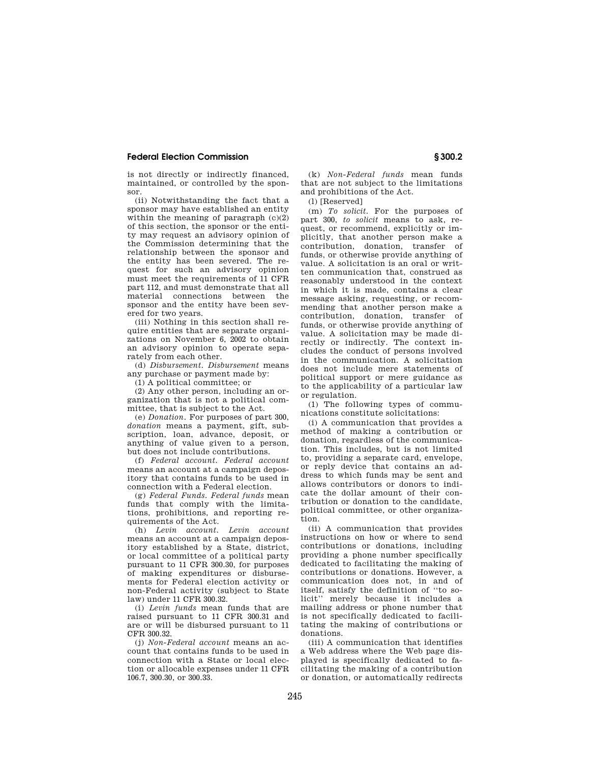is not directly or indirectly financed, maintained, or controlled by the sponsor.

(ii) Notwithstanding the fact that a sponsor may have established an entity within the meaning of paragraph (c)(2) of this section, the sponsor or the entity may request an advisory opinion of the Commission determining that the relationship between the sponsor and the entity has been severed. The request for such an advisory opinion must meet the requirements of 11 CFR part 112, and must demonstrate that all material connections between the sponsor and the entity have been severed for two years.

(iii) Nothing in this section shall require entities that are separate organizations on November 6, 2002 to obtain an advisory opinion to operate separately from each other.

(d) *Disbursement. Disbursement* means any purchase or payment made by:

(1) A political committee; or

(2) Any other person, including an organization that is not a political committee, that is subject to the Act.

(e) *Donation.* For purposes of part 300, *donation* means a payment, gift, subscription, loan, advance, deposit, or anything of value given to a person, but does not include contributions.

(f) *Federal account. Federal account* means an account at a campaign depository that contains funds to be used in connection with a Federal election.

(g) *Federal Funds. Federal funds* mean funds that comply with the limitations, prohibitions, and reporting requirements of the Act.

(h) *Levin account. Levin account* means an account at a campaign depository established by a State, district, or local committee of a political party pursuant to 11 CFR 300.30, for purposes of making expenditures or disbursements for Federal election activity or non-Federal activity (subject to State law) under 11 CFR 300.32.

(i) *Levin funds* mean funds that are raised pursuant to 11 CFR 300.31 and are or will be disbursed pursuant to 11 CFR 300.32.

(j) *Non-Federal account* means an account that contains funds to be used in connection with a State or local election or allocable expenses under 11 CFR 106.7, 300.30, or 300.33.

(k) *Non-Federal funds* mean funds that are not subject to the limitations and prohibitions of the Act.

(l) [Reserved]

(m) *To solicit.* For the purposes of part 300, *to solicit* means to ask, request, or recommend, explicitly or implicitly, that another person make a contribution, donation, transfer of funds, or otherwise provide anything of value. A solicitation is an oral or written communication that, construed as reasonably understood in the context in which it is made, contains a clear message asking, requesting, or recommending that another person make a contribution, donation, transfer of funds, or otherwise provide anything of value. A solicitation may be made directly or indirectly. The context includes the conduct of persons involved in the communication. A solicitation does not include mere statements of political support or mere guidance as to the applicability of a particular law or regulation.

(1) The following types of communications constitute solicitations:

(i) A communication that provides a method of making a contribution or donation, regardless of the communication. This includes, but is not limited to, providing a separate card, envelope, or reply device that contains an address to which funds may be sent and allows contributors or donors to indicate the dollar amount of their contribution or donation to the candidate, political committee, or other organization.

(ii) A communication that provides instructions on how or where to send contributions or donations, including providing a phone number specifically dedicated to facilitating the making of contributions or donations. However, a communication does not, in and of itself, satisfy the definition of "to solicit" merely because it includes a mailing address or phone number that is not specifically dedicated to facilitating the making of contributions or donations.

(iii) A communication that identifies a Web address where the Web page displayed is specifically dedicated to facilitating the making of a contribution or donation, or automatically redirects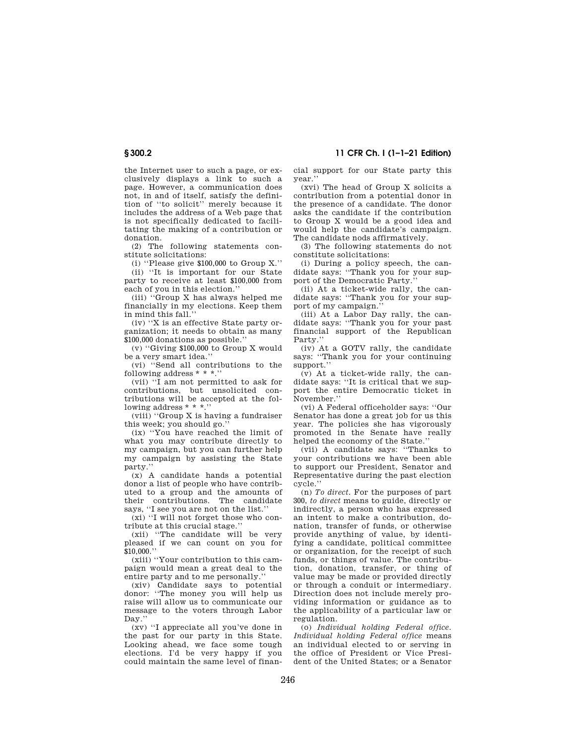the Internet user to such a page, or exclusively displays a link to such a page. However, a communication does not, in and of itself, satisfy the definition of ''to solicit'' merely because it includes the address of a Web page that is not specifically dedicated to facilitating the making of a contribution or donation.

(2) The following statements constitute solicitations:

(i) ''Please give $100,000 to Group X.''

(ii) ''It is important for our State party to receive at least $100,000 from each of you in this election.''

(iii) ''Group X has always helped me financially in my elections. Keep them in mind this fall.''

(iv) ''X is an effective State party organization; it needs to obtain as many $100,000 donations as possible.''

(v) ''Giving $100,000 to Group X would be a very smart idea.''

(vi) ''Send all contributions to the following address * * *.''

(vii) ''I am not permitted to ask for contributions, but unsolicited contributions will be accepted at the following address * * *.''

(viii) ''Group X is having a fundraiser this week; you should go.''

(ix) ''You have reached the limit of what you may contribute directly to my campaign, but you can further help my campaign by assisting the State party.''

(x) A candidate hands a potential donor a list of people who have contributed to a group and the amounts of their contributions. The candidate says, ''I see you are not on the list.''

(xi) ''I will not forget those who contribute at this crucial stage.''

(xii) ''The candidate will be very pleased if we can count on you for $10,000.''

(xiii) ''Your contribution to this campaign would mean a great deal to the entire party and to me personally.''

(xiv) Candidate says to potential donor: ''The money you will help us raise will allow us to communicate our message to the voters through Labor Day.''

(xv) ''I appreciate all you've done in the past for our party in this State. Looking ahead, we face some tough elections. I'd be very happy if you could maintain the same level of financial support for our State party this year.''

(xvi) The head of Group X solicits a contribution from a potential donor in the presence of a candidate. The donor asks the candidate if the contribution to Group X would be a good idea and would help the candidate's campaign. The candidate nods affirmatively.

(3) The following statements do not constitute solicitations:

(i) During a policy speech, the candidate says: ''Thank you for your support of the Democratic Party.''

(ii) At a ticket-wide rally, the candidate says: ''Thank you for your support of my campaign.''

(iii) At a Labor Day rally, the candidate says: ''Thank you for your past financial support of the Republican Party.''

(iv) At a GOTV rally, the candidate says: ''Thank you for your continuing support.''

(v) At a ticket-wide rally, the candidate says: ''It is critical that we support the entire Democratic ticket in November.''

(vi) A Federal officeholder says: ''Our Senator has done a great job for us this year. The policies she has vigorously promoted in the Senate have really helped the economy of the State.''

(vii) A candidate says: ''Thanks to your contributions we have been able to support our President, Senator and Representative during the past election cycle.''

(n) *To direct.* For the purposes of part 300, *to direct* means to guide, directly or indirectly, a person who has expressed an intent to make a contribution, donation, transfer of funds, or otherwise provide anything of value, by identifying a candidate, political committee or organization, for the receipt of such funds, or things of value. The contribution, donation, transfer, or thing of value may be made or provided directly or through a conduit or intermediary. Direction does not include merely providing information or guidance as to the applicability of a particular law or regulation.

(o) *Individual holding Federal office. Individual holding Federal office* means an individual elected to or serving in the office of President or Vice President of the United States; or a Senator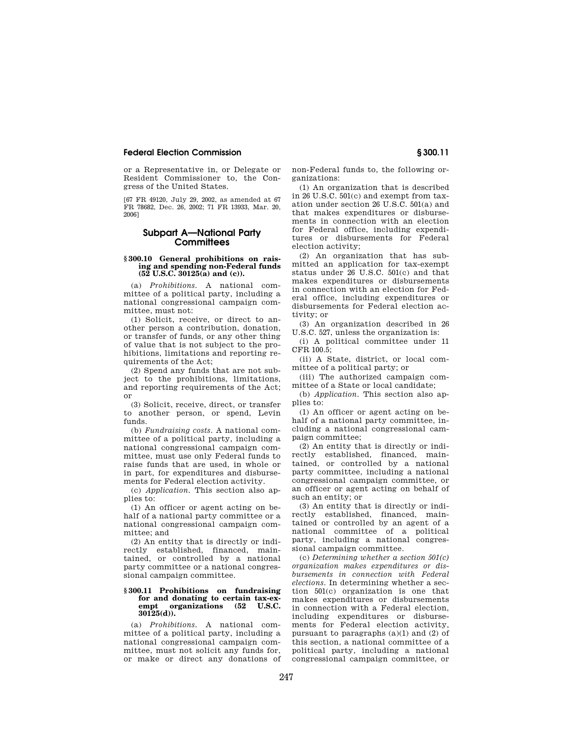or a Representative in, or Delegate or Resident Commissioner to, the Congress of the United States.

[67 FR 49120, July 29, 2002, as amended at 67 FR 78682, Dec. 26, 2002; 71 FR 13933, Mar. 20, 2006]

## Subpart A—National Party Committees

### § 300.10 General prohibitions on raising and spending non-Federal funds (52 U.S.C. 30125(a) and (c)).

(a) *Prohibitions.* A national committee of a political party, including a national congressional campaign committee, must not:

(1) Solicit, receive, or direct to another person a contribution, donation, or transfer of funds, or any other thing of value that is not subject to the prohibitions, limitations and reporting requirements of the Act;

(2) Spend any funds that are not subject to the prohibitions, limitations, and reporting requirements of the Act; or

(3) Solicit, receive, direct, or transfer to another person, or spend, Levin funds.

(b) *Fundraising costs.* A national committee of a political party, including a national congressional campaign committee, must use only Federal funds to raise funds that are used, in whole or in part, for expenditures and disbursements for Federal election activity.

(c) *Application.* This section also applies to:

(1) An officer or agent acting on behalf of a national party committee or a national congressional campaign committee; and

(2) An entity that is directly or indirectly established, financed, maintained, or controlled by a national party committee or a national congressional campaign committee.

### § 300.11 Prohibitions on fundraising for and donating to certain tax-exempt organizations (52 U.S.C. 30125(d)).

(a) *Prohibitions.* A national committee of a political party, including a national congressional campaign committee, must not solicit any funds for, or make or direct any donations of non-Federal funds to, the following organizations:

(1) An organization that is described in 26 U.S.C. 501(c) and exempt from taxation under section 26 U.S.C. 501(a) and that makes expenditures or disbursements in connection with an election for Federal office, including expenditures or disbursements for Federal election activity;

(2) An organization that has submitted an application for tax-exempt status under 26 U.S.C. 501(c) and that makes expenditures or disbursements in connection with an election for Federal office, including expenditures or disbursements for Federal election activity; or

(3) An organization described in 26 U.S.C. 527, unless the organization is:

(i) A political committee under 11 CFR 100.5;

(ii) A State, district, or local committee of a political party; or

(iii) The authorized campaign committee of a State or local candidate;

(b) *Application.* This section also applies to:

(1) An officer or agent acting on behalf of a national party committee, including a national congressional campaign committee;

(2) An entity that is directly or indirectly established, financed, maintained, or controlled by a national party committee, including a national congressional campaign committee, or an officer or agent acting on behalf of such an entity; or

(3) An entity that is directly or indirectly established, financed, maintained or controlled by an agent of a national committee of a political party, including a national congressional campaign committee.

(c) *Determining whether a section 501(c) organization makes expenditures or disbursements in connection with Federal elections.* In determining whether a section 501(c) organization is one that makes expenditures or disbursements in connection with a Federal election, including expenditures or disbursements for Federal election activity, pursuant to paragraphs (a)(1) and (2) of this section, a national committee of a political party, including a national congressional campaign committee, or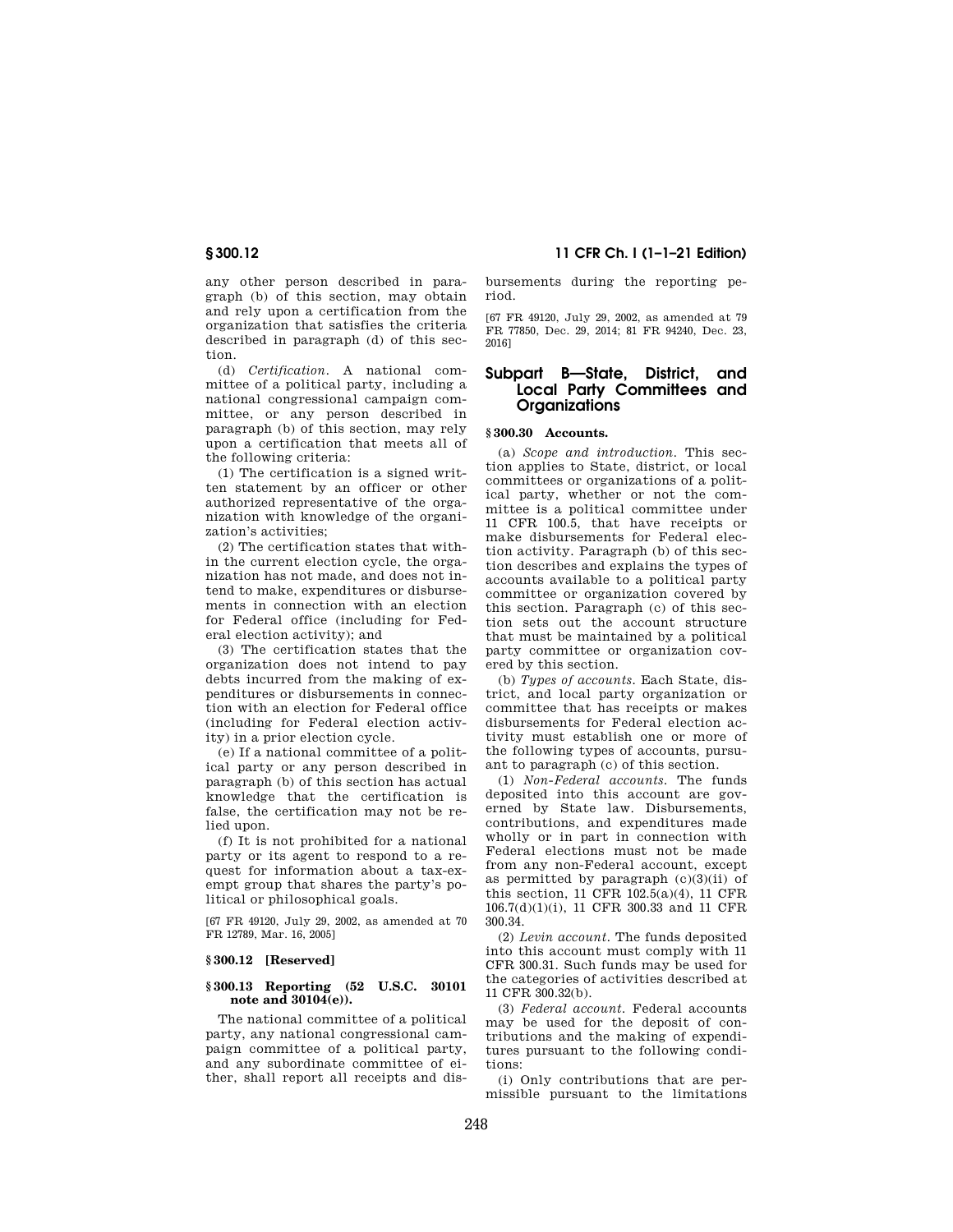any other person described in paragraph (b) of this section, may obtain and rely upon a certification from the organization that satisfies the criteria described in paragraph (d) of this section.

(d) *Certification.* A national committee of a political party, including a national congressional campaign committee, or any person described in paragraph (b) of this section, may rely upon a certification that meets all of the following criteria:

(1) The certification is a signed written statement by an officer or other authorized representative of the organization with knowledge of the organization's activities;

(2) The certification states that within the current election cycle, the organization has not made, and does not intend to make, expenditures or disbursements in connection with an election for Federal office (including for Federal election activity); and

(3) The certification states that the organization does not intend to pay debts incurred from the making of expenditures or disbursements in connection with an election for Federal office (including for Federal election activity) in a prior election cycle.

(e) If a national committee of a political party or any person described in paragraph (b) of this section has actual knowledge that the certification is false, the certification may not be relied upon.

(f) It is not prohibited for a national party or its agent to respond to a request for information about a tax-exempt group that shares the party's political or philosophical goals.

[67 FR 49120, July 29, 2002, as amended at 70 FR 12789, Mar. 16, 2005]

### § 300.12 [Reserved]

### § 300.13 Reporting (52 U.S.C. 30101 note and 30104(e)).

The national committee of a political party, any national congressional campaign committee of a political party, and any subordinate committee of either, shall report all receipts and disbursements during the reporting period.

[67 FR 49120, July 29, 2002, as amended at 79 FR 77850, Dec. 29, 2014; 81 FR 94240, Dec. 23, 2016]

## Subpart B—State, District, and Local Party Committees and Organizations

### § 300.30 Accounts.

(a) *Scope and introduction.* This section applies to State, district, or local committees or organizations of a political party, whether or not the committee is a political committee under 11 CFR 100.5, that have receipts or make disbursements for Federal election activity. Paragraph (b) of this section describes and explains the types of accounts available to a political party committee or organization covered by this section. Paragraph (c) of this section sets out the account structure that must be maintained by a political party committee or organization covered by this section.

(b) *Types of accounts.* Each State, district, and local party organization or committee that has receipts or makes disbursements for Federal election activity must establish one or more of the following types of accounts, pursuant to paragraph (c) of this section.

(1) *Non-Federal accounts.* The funds deposited into this account are governed by State law. Disbursements, contributions, and expenditures made wholly or in part in connection with Federal elections must not be made from any non-Federal account, except as permitted by paragraph (c)(3)(ii) of this section, 11 CFR 102.5(a)(4), 11 CFR 106.7(d)(1)(i), 11 CFR 300.33 and 11 CFR 300.34.

(2) *Levin account.* The funds deposited into this account must comply with 11 CFR 300.31. Such funds may be used for the categories of activities described at 11 CFR 300.32(b).

(3) *Federal account.* Federal accounts may be used for the deposit of contributions and the making of expenditures pursuant to the following conditions:

(i) Only contributions that are permissible pursuant to the limitations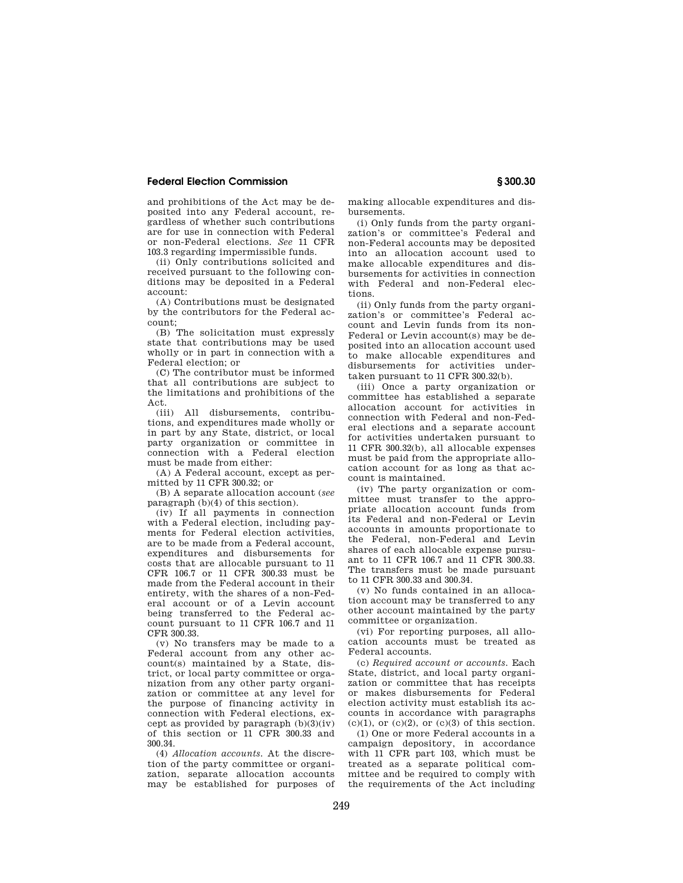and prohibitions of the Act may be deposited into any Federal account, regardless of whether such contributions are for use in connection with Federal or non-Federal elections. *See* 11 CFR 103.3 regarding impermissible funds.

(ii) Only contributions solicited and received pursuant to the following conditions may be deposited in a Federal account:

(A) Contributions must be designated by the contributors for the Federal account;

(B) The solicitation must expressly state that contributions may be used wholly or in part in connection with a Federal election; or

(C) The contributor must be informed that all contributions are subject to the limitations and prohibitions of the Act.

(iii) All disbursements, contributions, and expenditures made wholly or in part by any State, district, or local party organization or committee in connection with a Federal election must be made from either:

(A) A Federal account, except as permitted by 11 CFR 300.32; or

(B) A separate allocation account (*see* paragraph (b)(4) of this section).

(iv) If all payments in connection with a Federal election, including payments for Federal election activities, are to be made from a Federal account, expenditures and disbursements for costs that are allocable pursuant to 11 CFR 106.7 or 11 CFR 300.33 must be made from the Federal account in their entirety, with the shares of a non-Federal account or of a Levin account being transferred to the Federal account pursuant to 11 CFR 106.7 and 11 CFR 300.33.

(v) No transfers may be made to a Federal account from any other account(s) maintained by a State, district, or local party committee or organization from any other party organization or committee at any level for the purpose of financing activity in connection with Federal elections, except as provided by paragraph (b)(3)(iv) of this section or 11 CFR 300.33 and 300.34.

(4) *Allocation accounts.* At the discretion of the party committee or organization, separate allocation accounts may be established for purposes of making allocable expenditures and disbursements.

(i) Only funds from the party organization's or committee's Federal and non-Federal accounts may be deposited into an allocation account used to make allocable expenditures and disbursements for activities in connection with Federal and non-Federal elections.

(ii) Only funds from the party organization's or committee's Federal account and Levin funds from its non-Federal or Levin account(s) may be deposited into an allocation account used to make allocable expenditures and disbursements for activities undertaken pursuant to 11 CFR 300.32(b).

(iii) Once a party organization or committee has established a separate allocation account for activities in connection with Federal and non-Federal elections and a separate account for activities undertaken pursuant to 11 CFR 300.32(b), all allocable expenses must be paid from the appropriate allocation account for as long as that account is maintained.

(iv) The party organization or committee must transfer to the appropriate allocation account funds from its Federal and non-Federal or Levin accounts in amounts proportionate to the Federal, non-Federal and Levin shares of each allocable expense pursuant to 11 CFR 106.7 and 11 CFR 300.33. The transfers must be made pursuant to 11 CFR 300.33 and 300.34.

(v) No funds contained in an allocation account may be transferred to any other account maintained by the party committee or organization.

(vi) For reporting purposes, all allocation accounts must be treated as Federal accounts.

(c) *Required account or accounts.* Each State, district, and local party organization or committee that has receipts or makes disbursements for Federal election activity must establish its accounts in accordance with paragraphs (c)(1), or (c)(2), or (c)(3) of this section.

(1) One or more Federal accounts in a campaign depository, in accordance with 11 CFR part 103, which must be treated as a separate political committee and be required to comply with the requirements of the Act including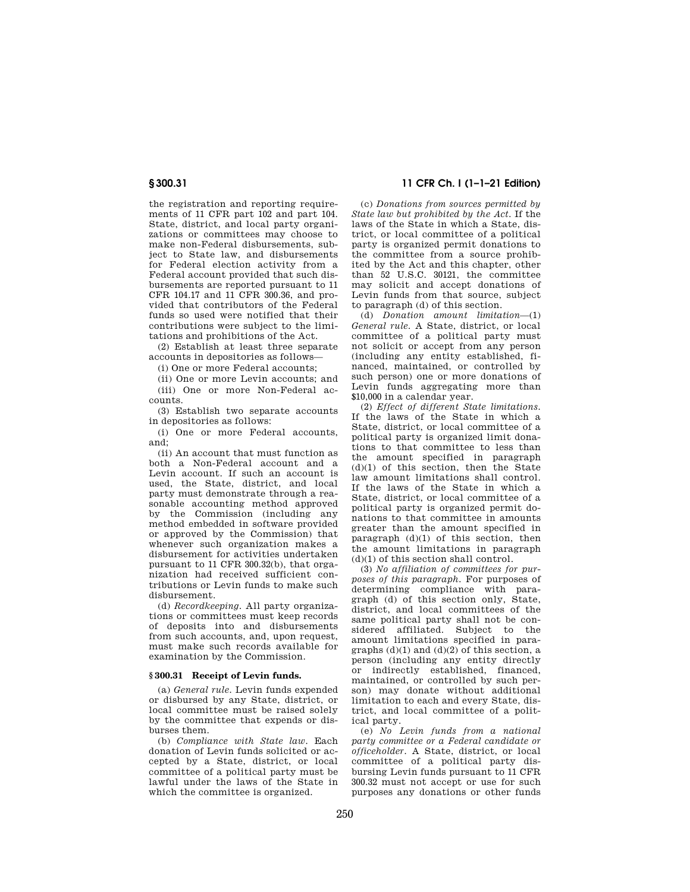the registration and reporting requirements of 11 CFR part 102 and part 104. State, district, and local party organizations or committees may choose to make non-Federal disbursements, subject to State law, and disbursements for Federal election activity from a Federal account provided that such disbursements are reported pursuant to 11 CFR 104.17 and 11 CFR 300.36, and provided that contributors of the Federal funds so used were notified that their contributions were subject to the limitations and prohibitions of the Act.

(2) Establish at least three separate accounts in depositories as follows—

(i) One or more Federal accounts;

(ii) One or more Levin accounts; and

(iii) One or more Non-Federal accounts.

(3) Establish two separate accounts in depositories as follows:

(i) One or more Federal accounts, and;

(ii) An account that must function as both a Non-Federal account and a Levin account. If such an account is used, the State, district, and local party must demonstrate through a reasonable accounting method approved by the Commission (including any method embedded in software provided or approved by the Commission) that whenever such organization makes a disbursement for activities undertaken pursuant to 11 CFR 300.32(b), that organization had received sufficient contributions or Levin funds to make such disbursement.

(d) *Recordkeeping.* All party organizations or committees must keep records of deposits into and disbursements from such accounts, and, upon request, must make such records available for examination by the Commission.

## § 300.31 Receipt of Levin funds.

(a) *General rule.* Levin funds expended or disbursed by any State, district, or local committee must be raised solely by the committee that expends or disburses them.

(b) *Compliance with State law.* Each donation of Levin funds solicited or accepted by a State, district, or local committee of a political party must be lawful under the laws of the State in which the committee is organized.

(c) *Donations from sources permitted by State law but prohibited by the Act.* If the laws of the State in which a State, district, or local committee of a political party is organized permit donations to the committee from a source prohibited by the Act and this chapter, other than 52 U.S.C. 30121, the committee may solicit and accept donations of Levin funds from that source, subject to paragraph (d) of this section.

(d) *Donation amount limitation*—(1) *General rule.* A State, district, or local committee of a political party must not solicit or accept from any person (including any entity established, financed, maintained, or controlled by such person) one or more donations of Levin funds aggregating more than $10,000 in a calendar year.

(2) *Effect of different State limitations.* If the laws of the State in which a State, district, or local committee of a political party is organized limit donations to that committee to less than the amount specified in paragraph (d)(1) of this section, then the State law amount limitations shall control. If the laws of the State in which a State, district, or local committee of a political party is organized permit donations to that committee in amounts greater than the amount specified in paragraph (d)(1) of this section, then the amount limitations in paragraph (d)(1) of this section shall control.

(3) *No affiliation of committees for purposes of this paragraph.* For purposes of determining compliance with paragraph (d) of this section only, State, district, and local committees of the same political party shall not be considered affiliated. Subject to the amount limitations specified in paragraphs (d)(1) and (d)(2) of this section, a person (including any entity directly or indirectly established, financed, maintained, or controlled by such person) may donate without additional limitation to each and every State, district, and local committee of a political party.

(e) *No Levin funds from a national party committee or a Federal candidate or officeholder.* A State, district, or local committee of a political party disbursing Levin funds pursuant to 11 CFR 300.32 must not accept or use for such purposes any donations or other funds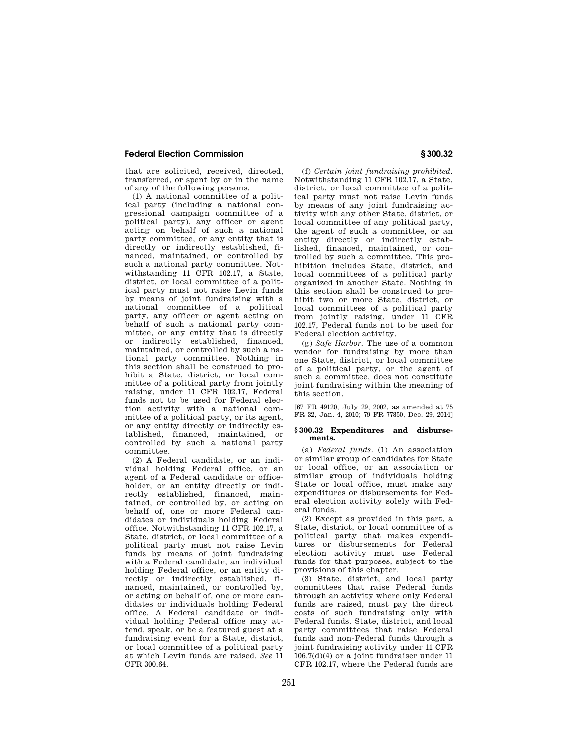that are solicited, received, directed, transferred, or spent by or in the name of any of the following persons:

(1) A national committee of a political party (including a national congressional campaign committee of a political party), any officer or agent acting on behalf of such a national party committee, or any entity that is directly or indirectly established, financed, maintained, or controlled by such a national party committee. Notwithstanding 11 CFR 102.17, a State, district, or local committee of a political party must not raise Levin funds by means of joint fundraising with a national committee of a political party, any officer or agent acting on behalf of such a national party committee, or any entity that is directly or indirectly established, financed, maintained, or controlled by such a national party committee. Nothing in this section shall be construed to prohibit a State, district, or local committee of a political party from jointly raising, under 11 CFR 102.17, Federal funds not to be used for Federal election activity with a national committee of a political party, or its agent, or any entity directly or indirectly established, financed, maintained, or controlled by such a national party committee.

(2) A Federal candidate, or an individual holding Federal office, or an agent of a Federal candidate or officeholder, or an entity directly or indirectly established, financed, maintained, or controlled by, or acting on behalf of, one or more Federal candidates or individuals holding Federal office. Notwithstanding 11 CFR 102.17, a State, district, or local committee of a political party must not raise Levin funds by means of joint fundraising with a Federal candidate, an individual holding Federal office, or an entity directly or indirectly established, financed, maintained, or controlled by, or acting on behalf of, one or more candidates or individuals holding Federal office. A Federal candidate or individual holding Federal office may attend, speak, or be a featured guest at a fundraising event for a State, district, or local committee of a political party at which Levin funds are raised. *See* 11 CFR 300.64.

(f) *Certain joint fundraising prohibited.* Notwithstanding 11 CFR 102.17, a State, district, or local committee of a political party must not raise Levin funds by means of any joint fundraising activity with any other State, district, or local committee of any political party, the agent of such a committee, or an entity directly or indirectly established, financed, maintained, or controlled by such a committee. This prohibition includes State, district, and local committees of a political party organized in another State. Nothing in this section shall be construed to prohibit two or more State, district, or local committees of a political party from jointly raising, under 11 CFR 102.17, Federal funds not to be used for Federal election activity.

(g) *Safe Harbor.* The use of a common vendor for fundraising by more than one State, district, or local committee of a political party, or the agent of such a committee, does not constitute joint fundraising within the meaning of this section.

[67 FR 49120, July 29, 2002, as amended at 75 FR 32, Jan. 4, 2010; 79 FR 77850, Dec. 29, 2014]

## § 300.32 Expenditures and disbursements.

(a) *Federal funds.* (1) An association or similar group of candidates for State or local office, or an association or similar group of individuals holding State or local office, must make any expenditures or disbursements for Federal election activity solely with Federal funds.

(2) Except as provided in this part, a State, district, or local committee of a political party that makes expenditures or disbursements for Federal election activity must use Federal funds for that purposes, subject to the provisions of this chapter.

(3) State, district, and local party committees that raise Federal funds through an activity where only Federal funds are raised, must pay the direct costs of such fundraising only with Federal funds. State, district, and local party committees that raise Federal funds and non-Federal funds through a joint fundraising activity under 11 CFR 106.7(d)(4) or a joint fundraiser under 11 CFR 102.17, where the Federal funds are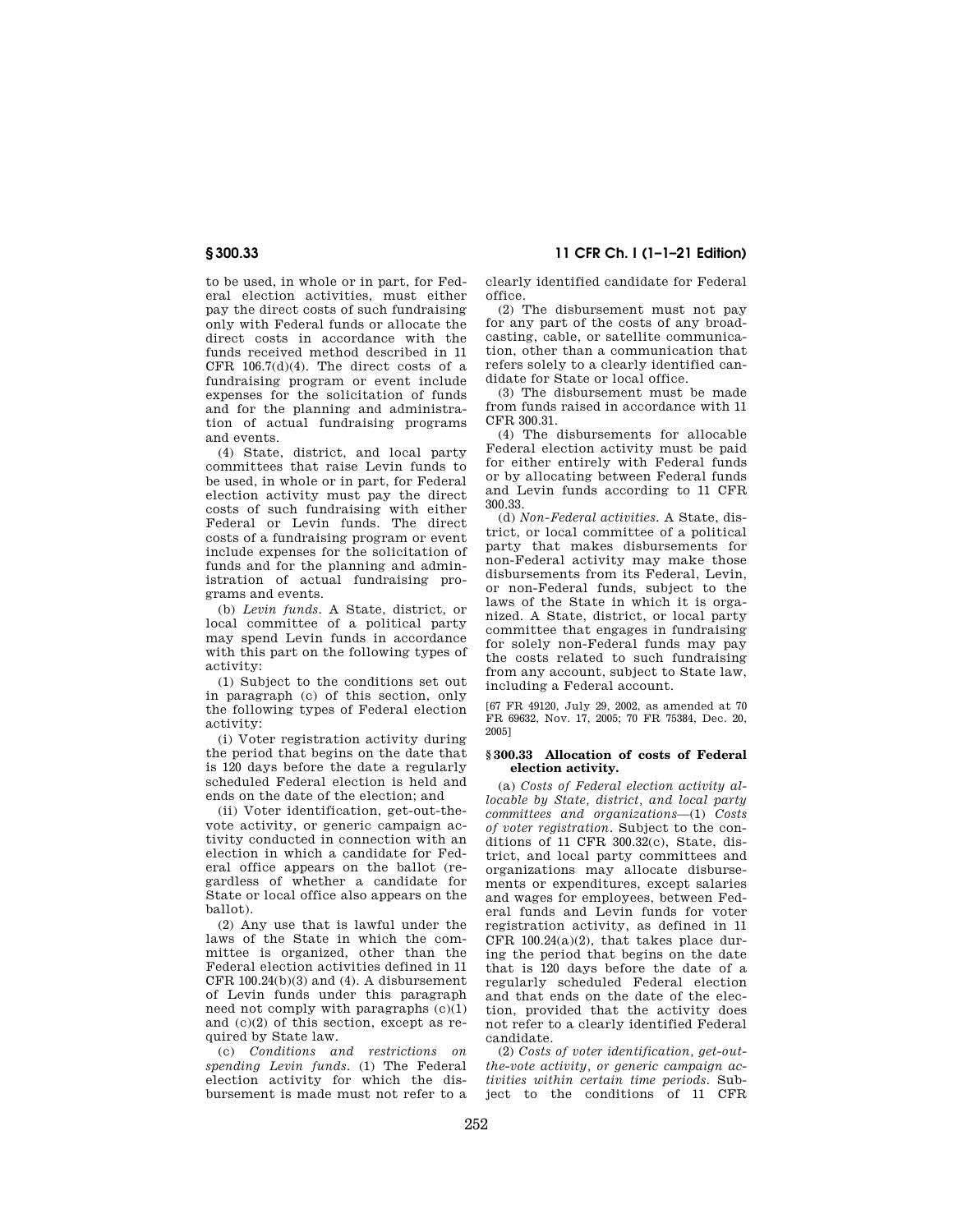to be used, in whole or in part, for Federal election activities, must either pay the direct costs of such fundraising only with Federal funds or allocate the direct costs in accordance with the funds received method described in 11 CFR 106.7(d)(4). The direct costs of a fundraising program or event include expenses for the solicitation of funds and for the planning and administration of actual fundraising programs and events.

(4) State, district, and local party committees that raise Levin funds to be used, in whole or in part, for Federal election activity must pay the direct costs of such fundraising with either Federal or Levin funds. The direct costs of a fundraising program or event include expenses for the solicitation of funds and for the planning and administration of actual fundraising programs and events.

(b) *Levin funds.* A State, district, or local committee of a political party may spend Levin funds in accordance with this part on the following types of activity:

(1) Subject to the conditions set out in paragraph (c) of this section, only the following types of Federal election activity:

(i) Voter registration activity during the period that begins on the date that is 120 days before the date a regularly scheduled Federal election is held and ends on the date of the election; and

(ii) Voter identification, get-out-the-vote activity, or generic campaign activity conducted in connection with an election in which a candidate for Federal office appears on the ballot (regardless of whether a candidate for State or local office also appears on the ballot).

(2) Any use that is lawful under the laws of the State in which the committee is organized, other than the Federal election activities defined in 11 CFR 100.24(b)(3) and (4). A disbursement of Levin funds under this paragraph need not comply with paragraphs (c)(1) and (c)(2) of this section, except as required by State law.

(c) *Conditions and restrictions on spending Levin funds.* (1) The Federal election activity for which the disbursement is made must not refer to a clearly identified candidate for Federal office.

(2) The disbursement must not pay for any part of the costs of any broadcasting, cable, or satellite communication, other than a communication that refers solely to a clearly identified candidate for State or local office.

(3) The disbursement must be made from funds raised in accordance with 11 CFR 300.31.

(4) The disbursements for allocable Federal election activity must be paid for either entirely with Federal funds or by allocating between Federal funds and Levin funds according to 11 CFR 300.33.

(d) *Non-Federal activities.* A State, district, or local committee of a political party that makes disbursements for non-Federal activity may make those disbursements from its Federal, Levin, or non-Federal funds, subject to the laws of the State in which it is organized. A State, district, or local party committee that engages in fundraising for solely non-Federal funds may pay the costs related to such fundraising from any account, subject to State law, including a Federal account.

[67 FR 49120, July 29, 2002, as amended at 70 FR 69632, Nov. 17, 2005; 70 FR 75384, Dec. 20, 2005]

### § 300.33 Allocation of costs of Federal election activity.

(a) *Costs of Federal election activity allocable by State, district, and local party committees and organizations*—(1) *Costs of voter registration.* Subject to the conditions of 11 CFR 300.32(c), State, district, and local party committees and organizations may allocate disbursements or expenditures, except salaries and wages for employees, between Federal funds and Levin funds for voter registration activity, as defined in 11 CFR 100.24(a)(2), that takes place during the period that begins on the date that is 120 days before the date of a regularly scheduled Federal election and that ends on the date of the election, provided that the activity does not refer to a clearly identified Federal candidate.

(2) *Costs of voter identification, get-out-the-vote activity, or generic campaign activities within certain time periods.* Subject to the conditions of 11 CFR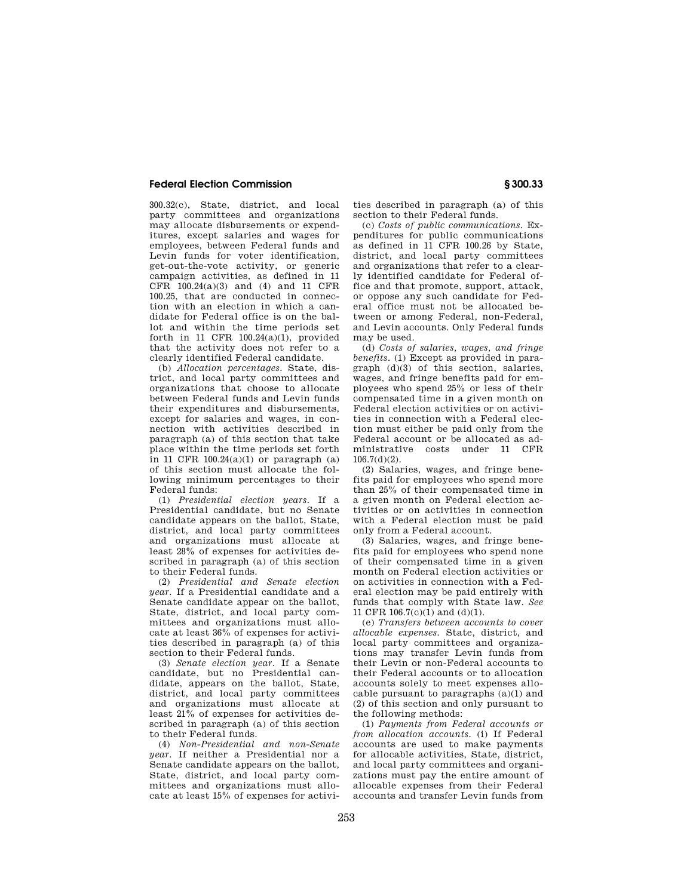300.32(c), State, district, and local party committees and organizations may allocate disbursements or expenditures, except salaries and wages for employees, between Federal funds and Levin funds for voter identification, get-out-the-vote activity, or generic campaign activities, as defined in 11 CFR 100.24(a)(3) and (4) and 11 CFR 100.25, that are conducted in connection with an election in which a candidate for Federal office is on the ballot and within the time periods set forth in 11 CFR 100.24(a)(1), provided that the activity does not refer to a clearly identified Federal candidate.

(b) *Allocation percentages.* State, district, and local party committees and organizations that choose to allocate between Federal funds and Levin funds their expenditures and disbursements, except for salaries and wages, in connection with activities described in paragraph (a) of this section that take place within the time periods set forth in 11 CFR 100.24(a)(1) or paragraph (a) of this section must allocate the following minimum percentages to their Federal funds:

(1) *Presidential election years.* If a Presidential candidate, but no Senate candidate appears on the ballot, State, district, and local party committees and organizations must allocate at least 28% of expenses for activities described in paragraph (a) of this section to their Federal funds.

(2) *Presidential and Senate election year.* If a Presidential candidate and a Senate candidate appear on the ballot, State, district, and local party committees and organizations must allocate at least 36% of expenses for activities described in paragraph (a) of this section to their Federal funds.

(3) *Senate election year.* If a Senate candidate, but no Presidential candidate, appears on the ballot, State, district, and local party committees and organizations must allocate at least 21% of expenses for activities described in paragraph (a) of this section to their Federal funds.

(4) *Non-Presidential and non-Senate year.* If neither a Presidential nor a Senate candidate appears on the ballot, State, district, and local party committees and organizations must allocate at least 15% of expenses for activities described in paragraph (a) of this section to their Federal funds.

(c) *Costs of public communications.* Expenditures for public communications as defined in 11 CFR 100.26 by State, district, and local party committees and organizations that refer to a clearly identified candidate for Federal office and that promote, support, attack, or oppose any such candidate for Federal office must not be allocated between or among Federal, non-Federal, and Levin accounts. Only Federal funds may be used.

(d) *Costs of salaries, wages, and fringe benefits.* (1) Except as provided in paragraph (d)(3) of this section, salaries, wages, and fringe benefits paid for employees who spend 25% or less of their compensated time in a given month on Federal election activities or on activities in connection with a Federal election must either be paid only from the Federal account or be allocated as administrative costs under 11 CFR 106.7(d)(2).

(2) Salaries, wages, and fringe benefits paid for employees who spend more than 25% of their compensated time in a given month on Federal election activities or on activities in connection with a Federal election must be paid only from a Federal account.

(3) Salaries, wages, and fringe benefits paid for employees who spend none of their compensated time in a given month on Federal election activities or on activities in connection with a Federal election may be paid entirely with funds that comply with State law. *See* 11 CFR 106.7(c)(1) and (d)(1).

(e) *Transfers between accounts to cover allocable expenses.* State, district, and local party committees and organizations may transfer Levin funds from their Levin or non-Federal accounts to their Federal accounts or to allocation accounts solely to meet expenses allocable pursuant to paragraphs (a)(1) and (2) of this section and only pursuant to the following methods:

(1) *Payments from Federal accounts or from allocation accounts.* (i) If Federal accounts are used to make payments for allocable activities, State, district, and local party committees and organizations must pay the entire amount of allocable expenses from their Federal accounts and transfer Levin funds from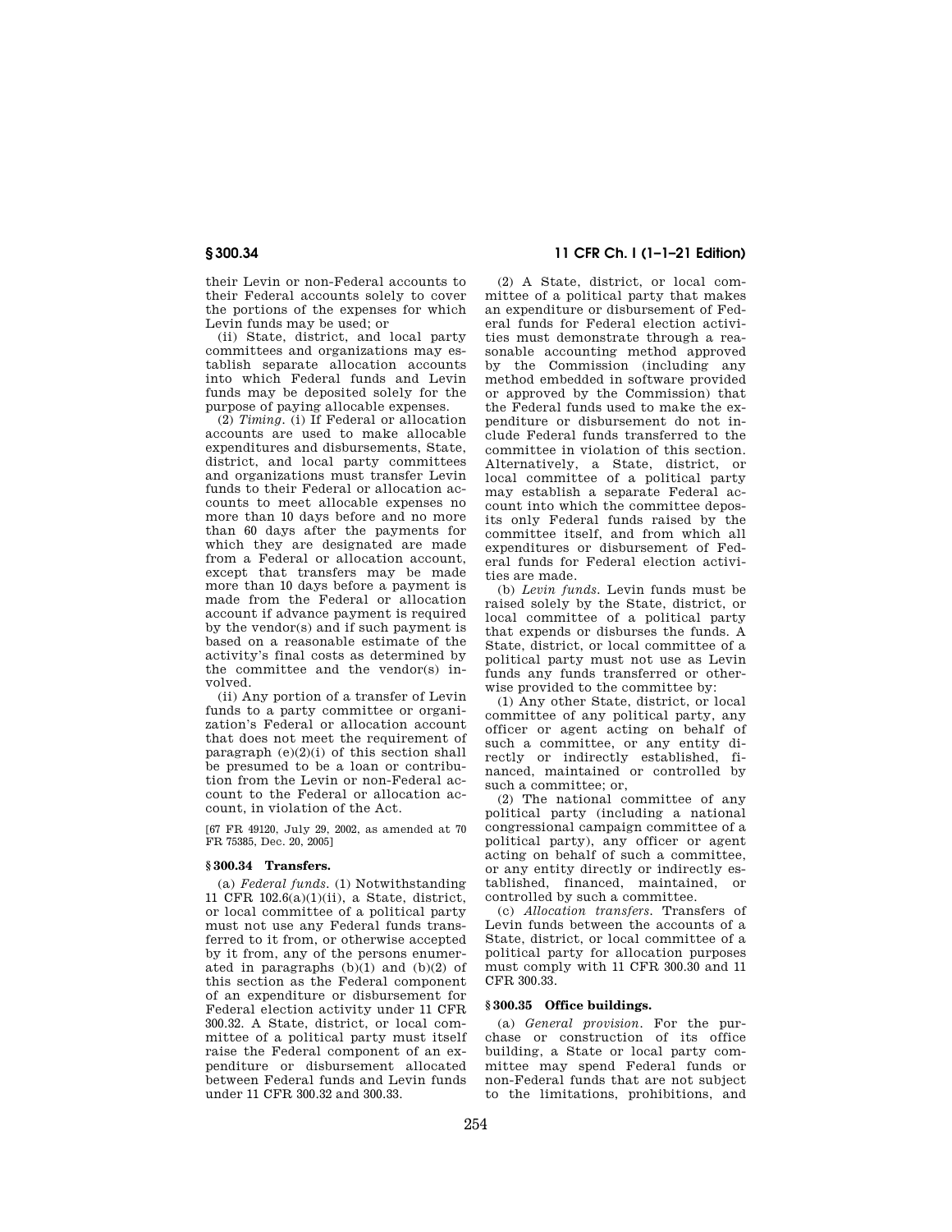their Levin or non-Federal accounts to their Federal accounts solely to cover the portions of the expenses for which Levin funds may be used; or

(ii) State, district, and local party committees and organizations may establish separate allocation accounts into which Federal funds and Levin funds may be deposited solely for the purpose of paying allocable expenses.

(2) *Timing.* (i) If Federal or allocation accounts are used to make allocable expenditures and disbursements, State, district, and local party committees and organizations must transfer Levin funds to their Federal or allocation accounts to meet allocable expenses no more than 10 days before and no more than 60 days after the payments for which they are designated are made from a Federal or allocation account, except that transfers may be made more than 10 days before a payment is made from the Federal or allocation account if advance payment is required by the vendor(s) and if such payment is based on a reasonable estimate of the activity's final costs as determined by the committee and the vendor(s) involved.

(ii) Any portion of a transfer of Levin funds to a party committee or organization's Federal or allocation account that does not meet the requirement of paragraph (e)(2)(i) of this section shall be presumed to be a loan or contribution from the Levin or non-Federal account to the Federal or allocation account, in violation of the Act.

[67 FR 49120, July 29, 2002, as amended at 70 FR 75385, Dec. 20, 2005]

### § 300.34 Transfers.

(a) *Federal funds.* (1) Notwithstanding 11 CFR 102.6(a)(1)(ii), a State, district, or local committee of a political party must not use any Federal funds transferred to it from, or otherwise accepted by it from, any of the persons enumerated in paragraphs (b)(1) and (b)(2) of this section as the Federal component of an expenditure or disbursement for Federal election activity under 11 CFR 300.32. A State, district, or local committee of a political party must itself raise the Federal component of an expenditure or disbursement allocated between Federal funds and Levin funds under 11 CFR 300.32 and 300.33.

(2) A State, district, or local committee of a political party that makes an expenditure or disbursement of Federal funds for Federal election activities must demonstrate through a reasonable accounting method approved by the Commission (including any method embedded in software provided or approved by the Commission) that the Federal funds used to make the expenditure or disbursement do not include Federal funds transferred to the committee in violation of this section. Alternatively, a State, district, or local committee of a political party may establish a separate Federal account into which the committee deposits only Federal funds raised by the committee itself, and from which all expenditures or disbursement of Federal funds for Federal election activities are made.

(b) *Levin funds.* Levin funds must be raised solely by the State, district, or local committee of a political party that expends or disburses the funds. A State, district, or local committee of a political party must not use as Levin funds any funds transferred or otherwise provided to the committee by:

(1) Any other State, district, or local committee of any political party, any officer or agent acting on behalf of such a committee, or any entity directly or indirectly established, financed, maintained or controlled by such a committee; or,

(2) The national committee of any political party (including a national congressional campaign committee of a political party), any officer or agent acting on behalf of such a committee, or any entity directly or indirectly established, financed, maintained, or controlled by such a committee.

(c) *Allocation transfers.* Transfers of Levin funds between the accounts of a State, district, or local committee of a political party for allocation purposes must comply with 11 CFR 300.30 and 11 CFR 300.33.

### § 300.35 Office buildings.

(a) *General provision.* For the purchase or construction of its office building, a State or local party committee may spend Federal funds or non-Federal funds that are not subject to the limitations, prohibitions, and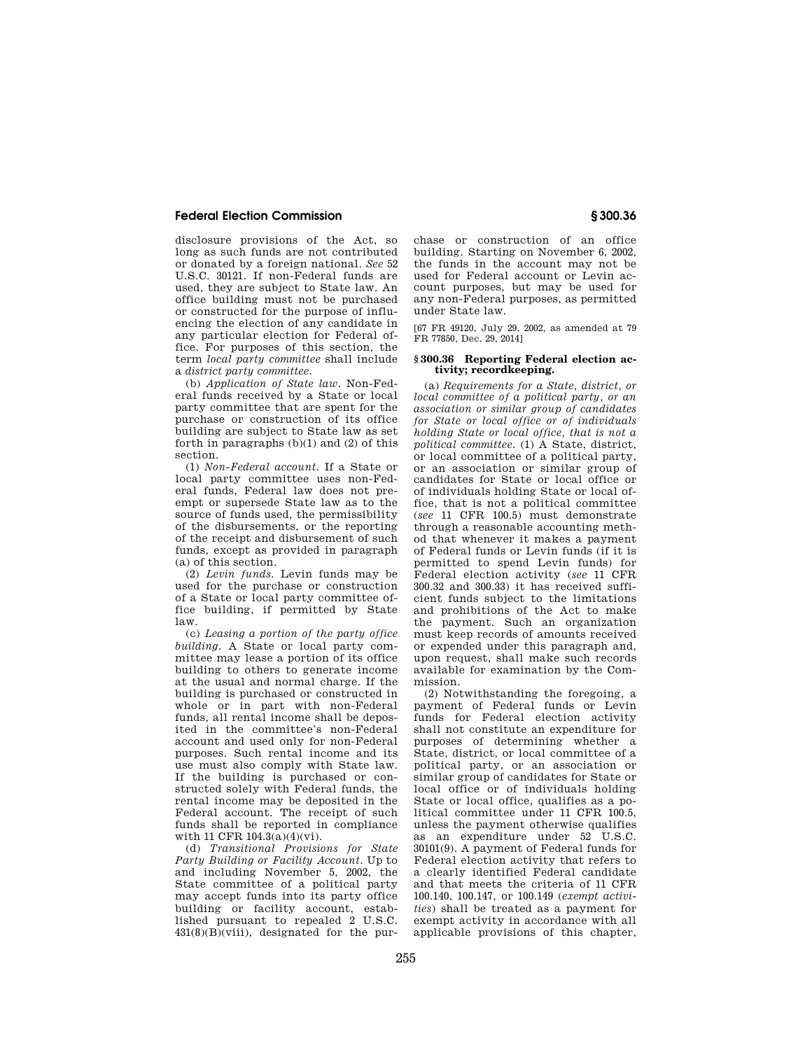disclosure provisions of the Act, so long as such funds are not contributed or donated by a foreign national. *See* 52 U.S.C. 30121. If non-Federal funds are used, they are subject to State law. An office building must not be purchased or constructed for the purpose of influencing the election of any candidate in any particular election for Federal office. For purposes of this section, the term *local party committee* shall include a *district party committee.*

(b) *Application of State law.* Non-Federal funds received by a State or local party committee that are spent for the purchase or construction of its office building are subject to State law as set forth in paragraphs (b)(1) and (2) of this section.

(1) *Non-Federal account.* If a State or local party committee uses non-Federal funds, Federal law does not preempt or supersede State law as to the source of funds used, the permissibility of the disbursements, or the reporting of the receipt and disbursement of such funds, except as provided in paragraph (a) of this section.

(2) *Levin funds.* Levin funds may be used for the purchase or construction of a State or local party committee office building, if permitted by State law.

(c) *Leasing a portion of the party office building.* A State or local party committee may lease a portion of its office building to others to generate income at the usual and normal charge. If the building is purchased or constructed in whole or in part with non-Federal funds, all rental income shall be deposited in the committee's non-Federal account and used only for non-Federal purposes. Such rental income and its use must also comply with State law. If the building is purchased or constructed solely with Federal funds, the rental income may be deposited in the Federal account. The receipt of such funds shall be reported in compliance with 11 CFR 104.3(a)(4)(vi).

(d) *Transitional Provisions for State Party Building or Facility Account.* Up to and including November 5, 2002, the State committee of a political party may accept funds into its party office building or facility account, established pursuant to repealed 2 U.S.C. 431(8)(B)(viii), designated for the purchase or construction of an office building. Starting on November 6, 2002, the funds in the account may not be used for Federal account or Levin account purposes, but may be used for any non-Federal purposes, as permitted under State law.

[67 FR 49120, July 29, 2002, as amended at 79 FR 77850, Dec. 29, 2014]

## § 300.36 Reporting Federal election activity; recordkeeping.

(a) *Requirements for a State, district, or local committee of a political party, or an association or similar group of candidates for State or local office or of individuals holding State or local office, that is not a political committee.* (1) A State, district, or local committee of a political party, or an association or similar group of candidates for State or local office or of individuals holding State or local office, that is not a political committee (*see* 11 CFR 100.5) must demonstrate through a reasonable accounting method that whenever it makes a payment of Federal funds or Levin funds (if it is permitted to spend Levin funds) for Federal election activity (*see* 11 CFR 300.32 and 300.33) it has received sufficient funds subject to the limitations and prohibitions of the Act to make the payment. Such an organization must keep records of amounts received or expended under this paragraph and, upon request, shall make such records available for examination by the Commission.

(2) Notwithstanding the foregoing, a payment of Federal funds or Levin funds for Federal election activity shall not constitute an expenditure for purposes of determining whether a State, district, or local committee of a political party, or an association or similar group of candidates for State or local office or of individuals holding State or local office, qualifies as a political committee under 11 CFR 100.5, unless the payment otherwise qualifies as an expenditure under 52 U.S.C. 30101(9). A payment of Federal funds for Federal election activity that refers to a clearly identified Federal candidate and that meets the criteria of 11 CFR 100.140, 100.147, or 100.149 (*exempt activities*) shall be treated as a payment for exempt activity in accordance with all applicable provisions of this chapter,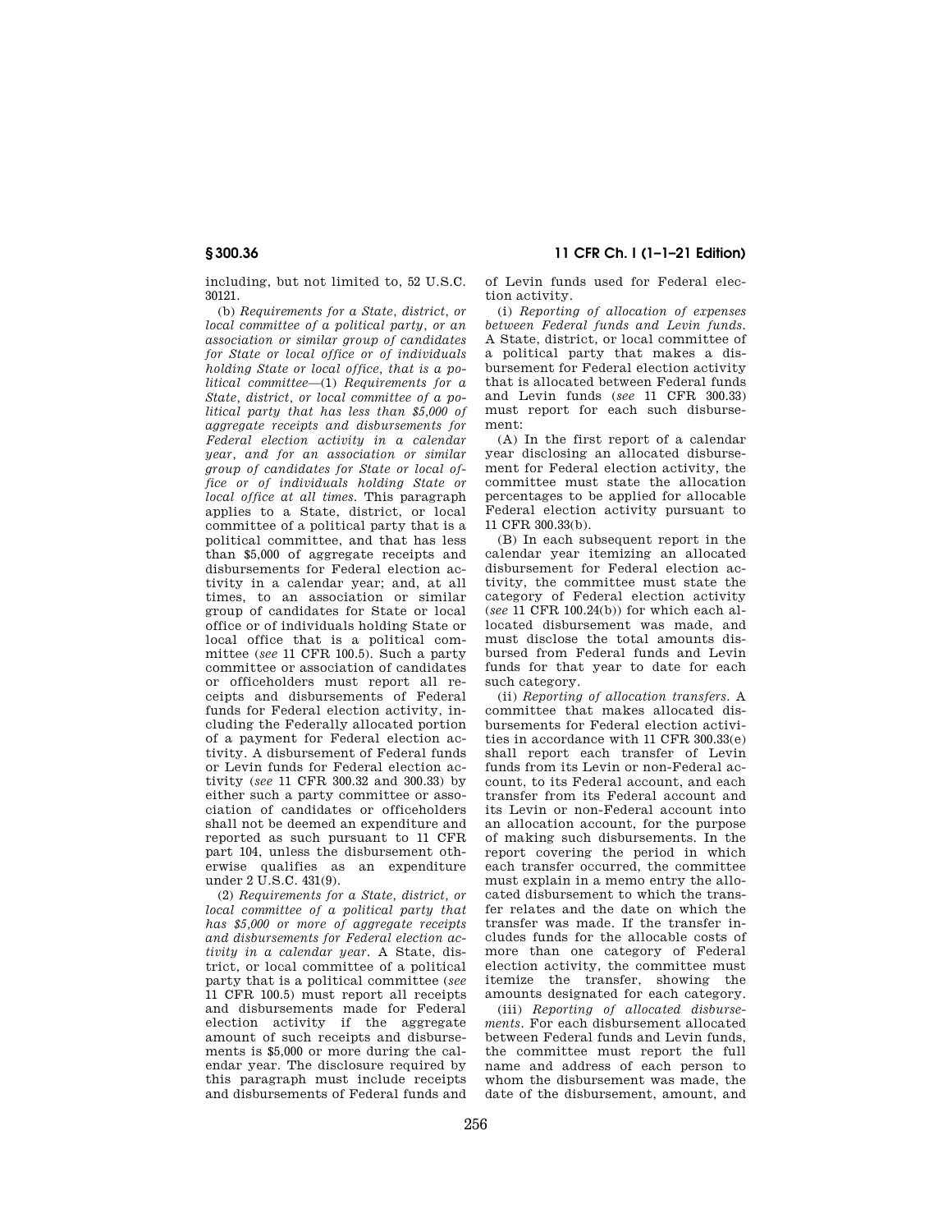including, but not limited to, 52 U.S.C. 30121.

(b) *Requirements for a State, district, or local committee of a political party, or an association or similar group of candidates for State or local office or of individuals holding State or local office, that is a political committee*—(1) *Requirements for a State, district, or local committee of a political party that has less than $5,000 of aggregate receipts and disbursements for Federal election activity in a calendar year, and for an association or similar group of candidates for State or local office or of individuals holding State or local office at all times.* This paragraph applies to a State, district, or local committee of a political party that is a political committee, and that has less than $5,000 of aggregate receipts and disbursements for Federal election activity in a calendar year; and, at all times, to an association or similar group of candidates for State or local office or of individuals holding State or local office that is a political committee (*see* 11 CFR 100.5). Such a party committee or association of candidates or officeholders must report all receipts and disbursements of Federal funds for Federal election activity, including the Federally allocated portion of a payment for Federal election activity. A disbursement of Federal funds or Levin funds for Federal election activity (*see* 11 CFR 300.32 and 300.33) by either such a party committee or association of candidates or officeholders shall not be deemed an expenditure and reported as such pursuant to 11 CFR part 104, unless the disbursement otherwise qualifies as an expenditure under 2 U.S.C. 431(9).

(2) *Requirements for a State, district, or local committee of a political party that has $5,000 or more of aggregate receipts and disbursements for Federal election activity in a calendar year.* A State, district, or local committee of a political party that is a political committee (*see* 11 CFR 100.5) must report all receipts and disbursements made for Federal election activity if the aggregate amount of such receipts and disbursements is $5,000 or more during the calendar year. The disclosure required by this paragraph must include receipts and disbursements of Federal funds and of Levin funds used for Federal election activity.

(i) *Reporting of allocation of expenses between Federal funds and Levin funds.* A State, district, or local committee of a political party that makes a disbursement for Federal election activity that is allocated between Federal funds and Levin funds (*see* 11 CFR 300.33) must report for each such disbursement:

(A) In the first report of a calendar year disclosing an allocated disbursement for Federal election activity, the committee must state the allocation percentages to be applied for allocable Federal election activity pursuant to 11 CFR 300.33(b).

(B) In each subsequent report in the calendar year itemizing an allocated disbursement for Federal election activity, the committee must state the category of Federal election activity (*see* 11 CFR 100.24(b)) for which each allocated disbursement was made, and must disclose the total amounts disbursed from Federal funds and Levin funds for that year to date for each such category.

(ii) *Reporting of allocation transfers.* A committee that makes allocated disbursements for Federal election activities in accordance with 11 CFR 300.33(e) shall report each transfer of Levin funds from its Levin or non-Federal account, to its Federal account, and each transfer from its Federal account and its Levin or non-Federal account into an allocation account, for the purpose of making such disbursements. In the report covering the period in which each transfer occurred, the committee must explain in a memo entry the allocated disbursement to which the transfer relates and the date on which the transfer was made. If the transfer includes funds for the allocable costs of more than one category of Federal election activity, the committee must itemize the transfer, showing the amounts designated for each category.

(iii) *Reporting of allocated disbursements.* For each disbursement allocated between Federal funds and Levin funds, the committee must report the full name and address of each person to whom the disbursement was made, the date of the disbursement, amount, and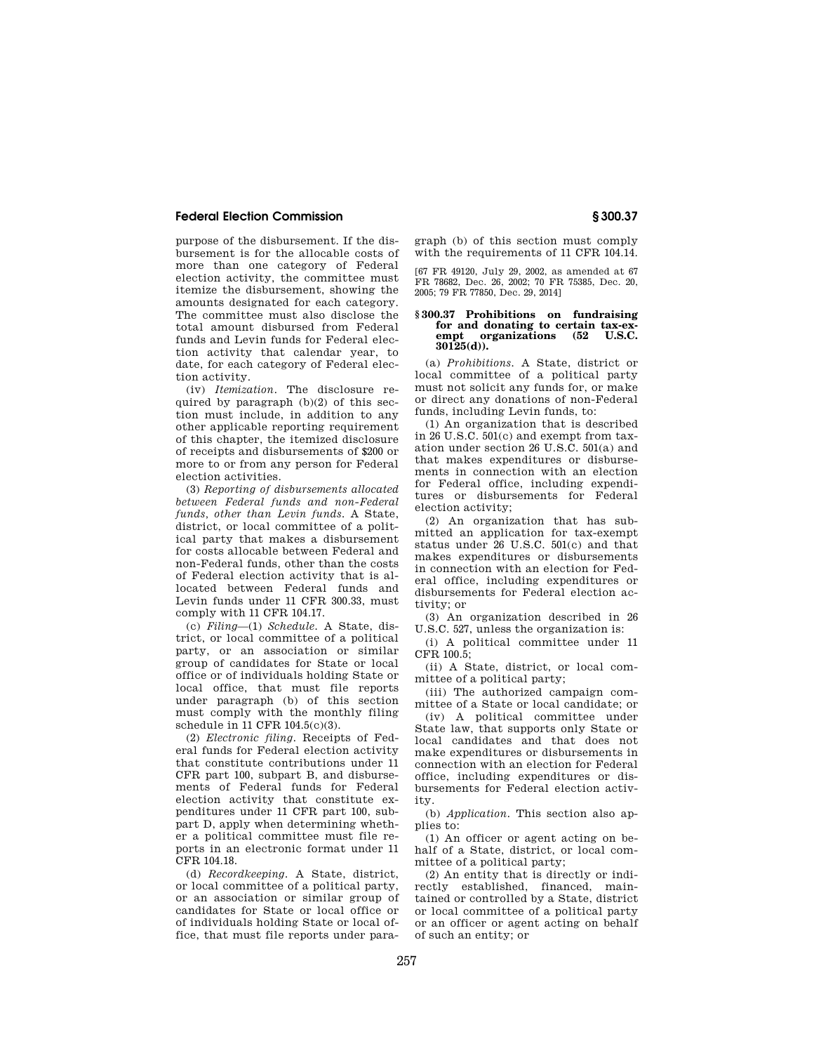purpose of the disbursement. If the disbursement is for the allocable costs of more than one category of Federal election activity, the committee must itemize the disbursement, showing the amounts designated for each category. The committee must also disclose the total amount disbursed from Federal funds and Levin funds for Federal election activity that calendar year, to date, for each category of Federal election activity.

(iv) *Itemization.* The disclosure required by paragraph (b)(2) of this section must include, in addition to any other applicable reporting requirement of this chapter, the itemized disclosure of receipts and disbursements of $200 or more to or from any person for Federal election activities.

(3) *Reporting of disbursements allocated between Federal funds and non-Federal funds, other than Levin funds.* A State, district, or local committee of a political party that makes a disbursement for costs allocable between Federal and non-Federal funds, other than the costs of Federal election activity that is allocated between Federal funds and Levin funds under 11 CFR 300.33, must comply with 11 CFR 104.17.

(c) *Filing*—(1) *Schedule.* A State, district, or local committee of a political party, or an association or similar group of candidates for State or local office or of individuals holding State or local office, that must file reports under paragraph (b) of this section must comply with the monthly filing schedule in 11 CFR 104.5(c)(3).

(2) *Electronic filing.* Receipts of Federal funds for Federal election activity that constitute contributions under 11 CFR part 100, subpart B, and disbursements of Federal funds for Federal election activity that constitute expenditures under 11 CFR part 100, subpart D, apply when determining whether a political committee must file reports in an electronic format under 11 CFR 104.18.

(d) *Recordkeeping.* A State, district, or local committee of a political party, or an association or similar group of candidates for State or local office or of individuals holding State or local office, that must file reports under paragraph (b) of this section must comply with the requirements of 11 CFR 104.14.

[67 FR 49120, July 29, 2002, as amended at 67 FR 78682, Dec. 26, 2002; 70 FR 75385, Dec. 20, 2005; 79 FR 77850, Dec. 29, 2014]

### § 300.37 Prohibitions on fundraising for and donating to certain tax-exempt organizations (52 U.S.C. 30125(d)).

(a) *Prohibitions.* A State, district or local committee of a political party must not solicit any funds for, or make or direct any donations of non-Federal funds, including Levin funds, to:

(1) An organization that is described in 26 U.S.C. 501(c) and exempt from taxation under section 26 U.S.C. 501(a) and that makes expenditures or disbursements in connection with an election for Federal office, including expenditures or disbursements for Federal election activity;

(2) An organization that has submitted an application for tax-exempt status under 26 U.S.C. 501(c) and that makes expenditures or disbursements in connection with an election for Federal office, including expenditures or disbursements for Federal election activity; or

(3) An organization described in 26 U.S.C. 527, unless the organization is:

(i) A political committee under 11 CFR 100.5;

(ii) A State, district, or local committee of a political party;

(iii) The authorized campaign committee of a State or local candidate; or

(iv) A political committee under State law, that supports only State or local candidates and that does not make expenditures or disbursements in connection with an election for Federal office, including expenditures or disbursements for Federal election activity.

(b) *Application.* This section also applies to:

(1) An officer or agent acting on behalf of a State, district, or local committee of a political party;

(2) An entity that is directly or indirectly established, financed, maintained or controlled by a State, district or local committee of a political party or an officer or agent acting on behalf of such an entity; or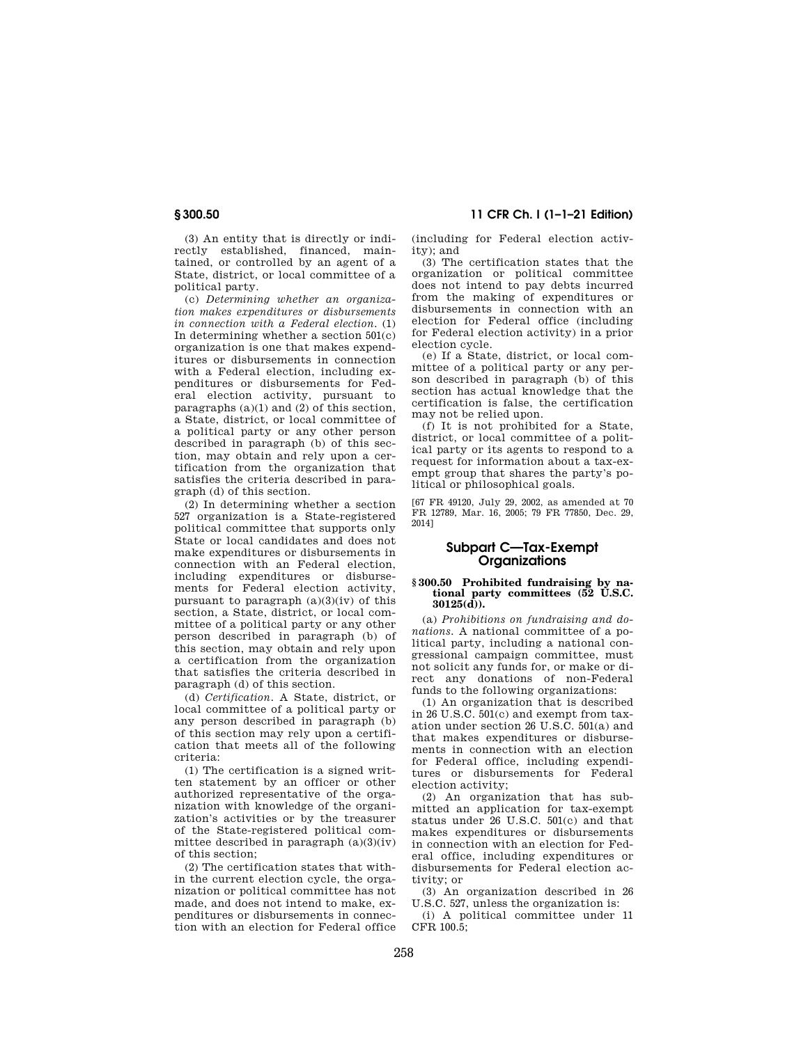(3) An entity that is directly or indirectly established, financed, maintained, or controlled by an agent of a State, district, or local committee of a political party.

(c) *Determining whether an organization makes expenditures or disbursements in connection with a Federal election.* (1) In determining whether a section 501(c) organization is one that makes expenditures or disbursements in connection with a Federal election, including expenditures or disbursements for Federal election activity, pursuant to paragraphs (a)(1) and (2) of this section, a State, district, or local committee of a political party or any other person described in paragraph (b) of this section, may obtain and rely upon a certification from the organization that satisfies the criteria described in paragraph (d) of this section.

(2) In determining whether a section 527 organization is a State-registered political committee that supports only State or local candidates and does not make expenditures or disbursements in connection with an Federal election, including expenditures or disbursements for Federal election activity, pursuant to paragraph (a)(3)(iv) of this section, a State, district, or local committee of a political party or any other person described in paragraph (b) of this section, may obtain and rely upon a certification from the organization that satisfies the criteria described in paragraph (d) of this section.

(d) *Certification.* A State, district, or local committee of a political party or any person described in paragraph (b) of this section may rely upon a certification that meets all of the following criteria:

(1) The certification is a signed written statement by an officer or other authorized representative of the organization with knowledge of the organization's activities or by the treasurer of the State-registered political committee described in paragraph (a)(3)(iv) of this section;

(2) The certification states that within the current election cycle, the organization or political committee has not made, and does not intend to make, expenditures or disbursements in connection with an election for Federal office (including for Federal election activity); and

(3) The certification states that the organization or political committee does not intend to pay debts incurred from the making of expenditures or disbursements in connection with an election for Federal office (including for Federal election activity) in a prior election cycle.

(e) If a State, district, or local committee of a political party or any person described in paragraph (b) of this section has actual knowledge that the certification is false, the certification may not be relied upon.

(f) It is not prohibited for a State, district, or local committee of a political party or its agents to respond to a request for information about a tax-exempt group that shares the party's political or philosophical goals.

[67 FR 49120, July 29, 2002, as amended at 70 FR 12789, Mar. 16, 2005; 79 FR 77850, Dec. 29, 2014]

## Subpart C—Tax-Exempt Organizations

### § 300.50 Prohibited fundraising by national party committees (52 U.S.C. 30125(d)).

(a) *Prohibitions on fundraising and donations.* A national committee of a political party, including a national congressional campaign committee, must not solicit any funds for, or make or direct any donations of non-Federal funds to the following organizations:

(1) An organization that is described in 26 U.S.C. 501(c) and exempt from taxation under section 26 U.S.C. 501(a) and that makes expenditures or disbursements in connection with an election for Federal office, including expenditures or disbursements for Federal election activity;

(2) An organization that has submitted an application for tax-exempt status under 26 U.S.C. 501(c) and that makes expenditures or disbursements in connection with an election for Federal office, including expenditures or disbursements for Federal election activity; or

(3) An organization described in 26 U.S.C. 527, unless the organization is:

(i) A political committee under 11 CFR 100.5;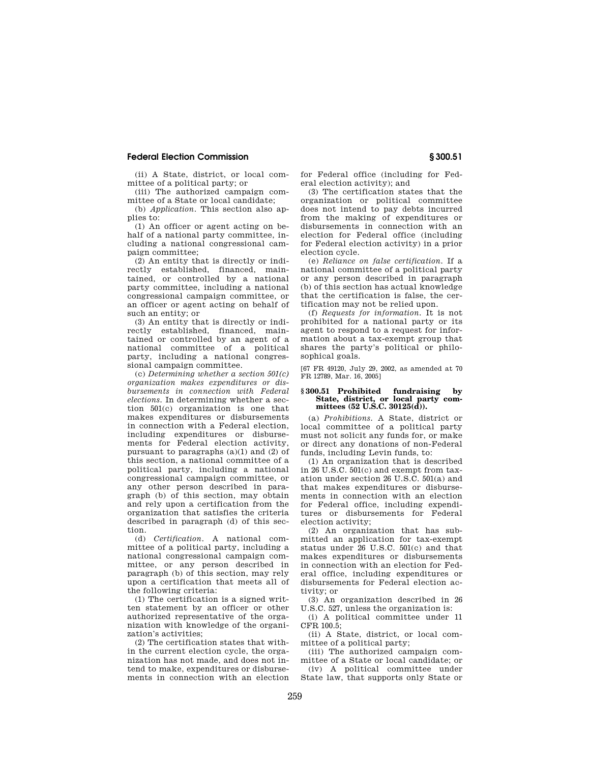(ii) A State, district, or local committee of a political party; or

(iii) The authorized campaign committee of a State or local candidate;

(b) *Application.* This section also applies to:

(1) An officer or agent acting on behalf of a national party committee, including a national congressional campaign committee;

(2) An entity that is directly or indirectly established, financed, maintained, or controlled by a national party committee, including a national congressional campaign committee, or an officer or agent acting on behalf of such an entity; or

(3) An entity that is directly or indirectly established, financed, maintained or controlled by an agent of a national committee of a political party, including a national congressional campaign committee.

(c) *Determining whether a section 501(c) organization makes expenditures or disbursements in connection with Federal elections.* In determining whether a section 501(c) organization is one that makes expenditures or disbursements in connection with a Federal election, including expenditures or disbursements for Federal election activity, pursuant to paragraphs (a)(1) and (2) of this section, a national committee of a political party, including a national congressional campaign committee, or any other person described in paragraph (b) of this section, may obtain and rely upon a certification from the organization that satisfies the criteria described in paragraph (d) of this section.

(d) *Certification.* A national committee of a political party, including a national congressional campaign committee, or any person described in paragraph (b) of this section, may rely upon a certification that meets all of the following criteria:

(1) The certification is a signed written statement by an officer or other authorized representative of the organization with knowledge of the organization's activities;

(2) The certification states that within the current election cycle, the organization has not made, and does not intend to make, expenditures or disbursements in connection with an election for Federal office (including for Federal election activity); and

(3) The certification states that the organization or political committee does not intend to pay debts incurred from the making of expenditures or disbursements in connection with an election for Federal office (including for Federal election activity) in a prior election cycle.

(e) *Reliance on false certification.* If a national committee of a political party or any person described in paragraph (b) of this section has actual knowledge that the certification is false, the certification may not be relied upon.

(f) *Requests for information.* It is not prohibited for a national party or its agent to respond to a request for information about a tax-exempt group that shares the party's political or philosophical goals.

[67 FR 49120, July 29, 2002, as amended at 70 FR 12789, Mar. 16, 2005]

## § 300.51 Prohibited fundraising by State, district, or local party committees (52 U.S.C. 30125(d)).

(a) *Prohibitions.* A State, district or local committee of a political party must not solicit any funds for, or make or direct any donations of non-Federal funds, including Levin funds, to:

(1) An organization that is described in 26 U.S.C. 501(c) and exempt from taxation under section 26 U.S.C. 501(a) and that makes expenditures or disbursements in connection with an election for Federal office, including expenditures or disbursements for Federal election activity;

(2) An organization that has submitted an application for tax-exempt status under 26 U.S.C. 501(c) and that makes expenditures or disbursements in connection with an election for Federal office, including expenditures or disbursements for Federal election activity; or

(3) An organization described in 26 U.S.C. 527, unless the organization is:

(i) A political committee under 11 CFR 100.5;

(ii) A State, district, or local committee of a political party;

(iii) The authorized campaign committee of a State or local candidate; or

(iv) A political committee under State law, that supports only State or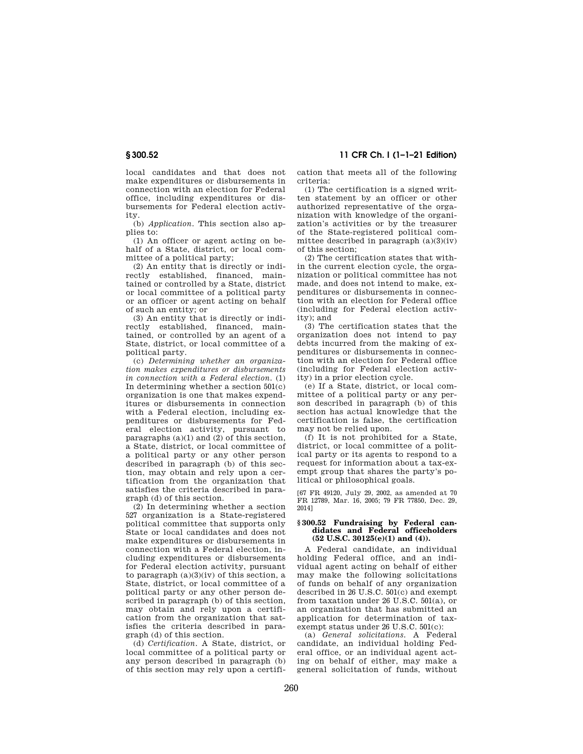local candidates and that does not make expenditures or disbursements in connection with an election for Federal office, including expenditures or disbursements for Federal election activity.

(b) *Application.* This section also applies to:

(1) An officer or agent acting on behalf of a State, district, or local committee of a political party;

(2) An entity that is directly or indirectly established, financed, maintained or controlled by a State, district or local committee of a political party or an officer or agent acting on behalf of such an entity; or

(3) An entity that is directly or indirectly established, financed, maintained, or controlled by an agent of a State, district, or local committee of a political party.

(c) *Determining whether an organization makes expenditures or disbursements in connection with a Federal election.* (1) In determining whether a section 501(c) organization is one that makes expenditures or disbursements in connection with a Federal election, including expenditures or disbursements for Federal election activity, pursuant to paragraphs (a)(1) and (2) of this section, a State, district, or local committee of a political party or any other person described in paragraph (b) of this section, may obtain and rely upon a certification from the organization that satisfies the criteria described in paragraph (d) of this section.

(2) In determining whether a section 527 organization is a State-registered political committee that supports only State or local candidates and does not make expenditures or disbursements in connection with a Federal election, including expenditures or disbursements for Federal election activity, pursuant to paragraph (a)(3)(iv) of this section, a State, district, or local committee of a political party or any other person described in paragraph (b) of this section, may obtain and rely upon a certification from the organization that satisfies the criteria described in paragraph (d) of this section.

(d) *Certification.* A State, district, or local committee of a political party or any person described in paragraph (b) of this section may rely upon a certification that meets all of the following criteria:

(1) The certification is a signed written statement by an officer or other authorized representative of the organization with knowledge of the organization's activities or by the treasurer of the State-registered political committee described in paragraph (a)(3)(iv) of this section;

(2) The certification states that within the current election cycle, the organization or political committee has not made, and does not intend to make, expenditures or disbursements in connection with an election for Federal office (including for Federal election activity); and

(3) The certification states that the organization does not intend to pay debts incurred from the making of expenditures or disbursements in connection with an election for Federal office (including for Federal election activity) in a prior election cycle.

(e) If a State, district, or local committee of a political party or any person described in paragraph (b) of this section has actual knowledge that the certification is false, the certification may not be relied upon.

(f) It is not prohibited for a State, district, or local committee of a political party or its agents to respond to a request for information about a tax-exempt group that shares the party's political or philosophical goals.

[67 FR 49120, July 29, 2002, as amended at 70 FR 12789, Mar. 16, 2005; 79 FR 77850, Dec. 29, 2014]

### § 300.52 Fundraising by Federal candidates and Federal officeholders (52 U.S.C. 30125(e)(1) and (4)).

A Federal candidate, an individual holding Federal office, and an individual agent acting on behalf of either may make the following solicitations of funds on behalf of any organization described in 26 U.S.C. 501(c) and exempt from taxation under 26 U.S.C. 501(a), or an organization that has submitted an application for determination of tax-exempt status under 26 U.S.C. 501(c):

(a) *General solicitations.* A Federal candidate, an individual holding Federal office, or an individual agent acting on behalf of either, may make a general solicitation of funds, without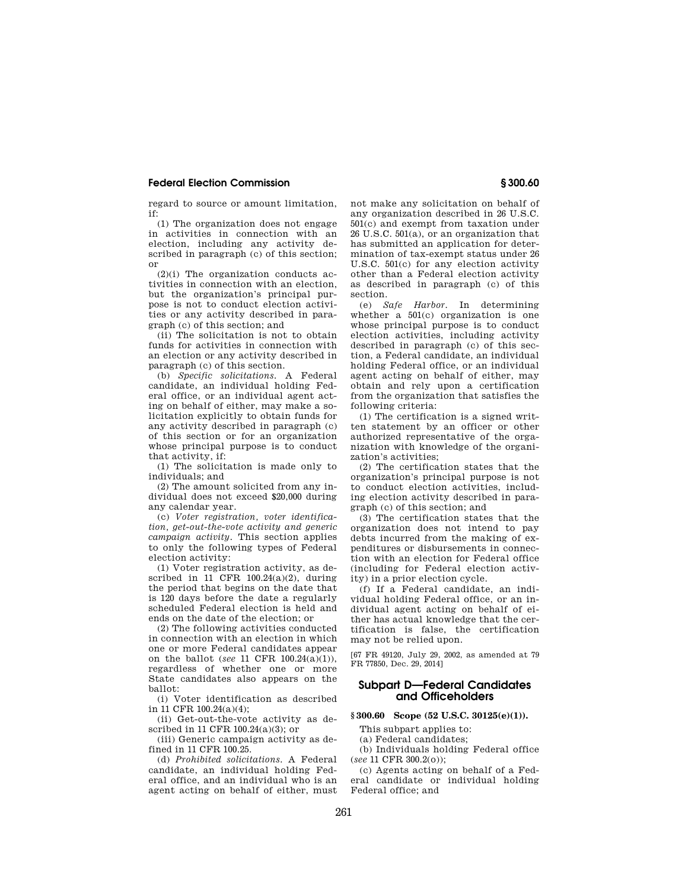regard to source or amount limitation, if:

(1) The organization does not engage in activities in connection with an election, including any activity described in paragraph (c) of this section; or

(2)(i) The organization conducts activities in connection with an election, but the organization's principal purpose is not to conduct election activities or any activity described in paragraph (c) of this section; and

(ii) The solicitation is not to obtain funds for activities in connection with an election or any activity described in paragraph (c) of this section.

(b) *Specific solicitations.* A Federal candidate, an individual holding Federal office, or an individual agent acting on behalf of either, may make a solicitation explicitly to obtain funds for any activity described in paragraph (c) of this section or for an organization whose principal purpose is to conduct that activity, if:

(1) The solicitation is made only to individuals; and

(2) The amount solicited from any individual does not exceed $20,000 during any calendar year.

(c) *Voter registration, voter identification, get-out-the-vote activity and generic campaign activity.* This section applies to only the following types of Federal election activity:

(1) Voter registration activity, as described in 11 CFR 100.24(a)(2), during the period that begins on the date that is 120 days before the date a regularly scheduled Federal election is held and ends on the date of the election; or

(2) The following activities conducted in connection with an election in which one or more Federal candidates appear on the ballot (*see* 11 CFR 100.24(a)(1)), regardless of whether one or more State candidates also appears on the ballot:

(i) Voter identification as described in 11 CFR 100.24(a)(4);

(ii) Get-out-the-vote activity as described in 11 CFR 100.24(a)(3); or

(iii) Generic campaign activity as defined in 11 CFR 100.25.

(d) *Prohibited solicitations.* A Federal candidate, an individual holding Federal office, and an individual who is an agent acting on behalf of either, must not make any solicitation on behalf of any organization described in 26 U.S.C. 501(c) and exempt from taxation under 26 U.S.C. 501(a), or an organization that has submitted an application for determination of tax-exempt status under 26 U.S.C. 501(c) for any election activity other than a Federal election activity as described in paragraph (c) of this section.

(e) *Safe Harbor.* In determining whether a 501(c) organization is one whose principal purpose is to conduct election activities, including activity described in paragraph (c) of this section, a Federal candidate, an individual holding Federal office, or an individual agent acting on behalf of either, may obtain and rely upon a certification from the organization that satisfies the following criteria:

(1) The certification is a signed written statement by an officer or other authorized representative of the organization with knowledge of the organization's activities;

(2) The certification states that the organization's principal purpose is not to conduct election activities, including election activity described in paragraph (c) of this section; and

(3) The certification states that the organization does not intend to pay debts incurred from the making of expenditures or disbursements in connection with an election for Federal office (including for Federal election activity) in a prior election cycle.

(f) If a Federal candidate, an individual holding Federal office, or an individual agent acting on behalf of either has actual knowledge that the certification is false, the certification may not be relied upon.

[67 FR 49120, July 29, 2002, as amended at 79 FR 77850, Dec. 29, 2014]

## Subpart D—Federal Candidates and Officeholders

### § 300.60 Scope (52 U.S.C. 30125(e)(1)).

This subpart applies to:

(a) Federal candidates;

(b) Individuals holding Federal office (*see* 11 CFR 300.2(o));

(c) Agents acting on behalf of a Federal candidate or individual holding Federal office; and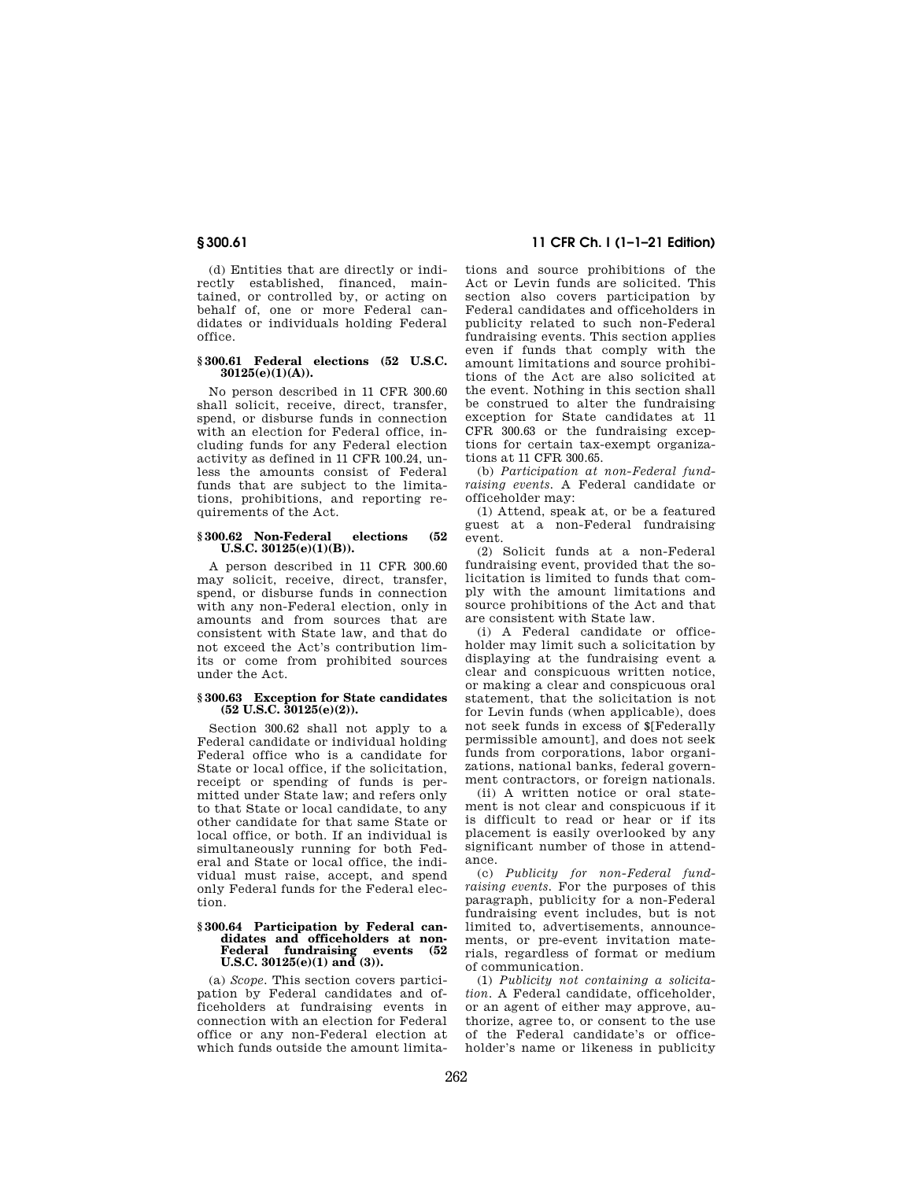(d) Entities that are directly or indirectly established, financed, maintained, or controlled by, or acting on behalf of, one or more Federal candidates or individuals holding Federal office.

#### § 300.61 Federal elections (52 U.S.C. 30125(e)(1)(A)).

No person described in 11 CFR 300.60 shall solicit, receive, direct, transfer, spend, or disburse funds in connection with an election for Federal office, including funds for any Federal election activity as defined in 11 CFR 100.24, unless the amounts consist of Federal funds that are subject to the limitations, prohibitions, and reporting requirements of the Act.

#### § 300.62 Non-Federal elections (52 U.S.C. 30125(e)(1)(B)).

A person described in 11 CFR 300.60 may solicit, receive, direct, transfer, spend, or disburse funds in connection with any non-Federal election, only in amounts and from sources that are consistent with State law, and that do not exceed the Act's contribution limits or come from prohibited sources under the Act.

#### § 300.63 Exception for State candidates (52 U.S.C. 30125(e)(2)).

Section 300.62 shall not apply to a Federal candidate or individual holding Federal office who is a candidate for State or local office, if the solicitation, receipt or spending of funds is permitted under State law; and refers only to that State or local candidate, to any other candidate for that same State or local office, or both. If an individual is simultaneously running for both Federal and State or local office, the individual must raise, accept, and spend only Federal funds for the Federal election.

#### § 300.64 Participation by Federal candidates and officeholders at non-Federal fundraising events (52 U.S.C. 30125(e)(1) and (3)).

(a) *Scope.* This section covers participation by Federal candidates and officeholders at fundraising events in connection with an election for Federal office or any non-Federal election at which funds outside the amount limitations and source prohibitions of the Act or Levin funds are solicited. This section also covers participation by Federal candidates and officeholders in publicity related to such non-Federal fundraising events. This section applies even if funds that comply with the amount limitations and source prohibitions of the Act are also solicited at the event. Nothing in this section shall be construed to alter the fundraising exception for State candidates at 11 CFR 300.63 or the fundraising exceptions for certain tax-exempt organizations at 11 CFR 300.65.

(b) *Participation at non-Federal fundraising events.* A Federal candidate or officeholder may:

(1) Attend, speak at, or be a featured guest at a non-Federal fundraising event.

(2) Solicit funds at a non-Federal fundraising event, provided that the solicitation is limited to funds that comply with the amount limitations and source prohibitions of the Act and that are consistent with State law.

(i) A Federal candidate or officeholder may limit such a solicitation by displaying at the fundraising event a clear and conspicuous written notice, or making a clear and conspicuous oral statement, that the solicitation is not for Levin funds (when applicable), does not seek funds in excess of $[Federally permissible amount], and does not seek funds from corporations, labor organizations, national banks, federal government contractors, or foreign nationals.

(ii) A written notice or oral statement is not clear and conspicuous if it is difficult to read or hear or if its placement is easily overlooked by any significant number of those in attendance.

(c) *Publicity for non-Federal fundraising events.* For the purposes of this paragraph, publicity for a non-Federal fundraising event includes, but is not limited to, advertisements, announcements, or pre-event invitation materials, regardless of format or medium of communication.

(1) *Publicity not containing a solicitation.* A Federal candidate, officeholder, or an agent of either may approve, authorize, agree to, or consent to the use of the Federal candidate's or officeholder's name or likeness in publicity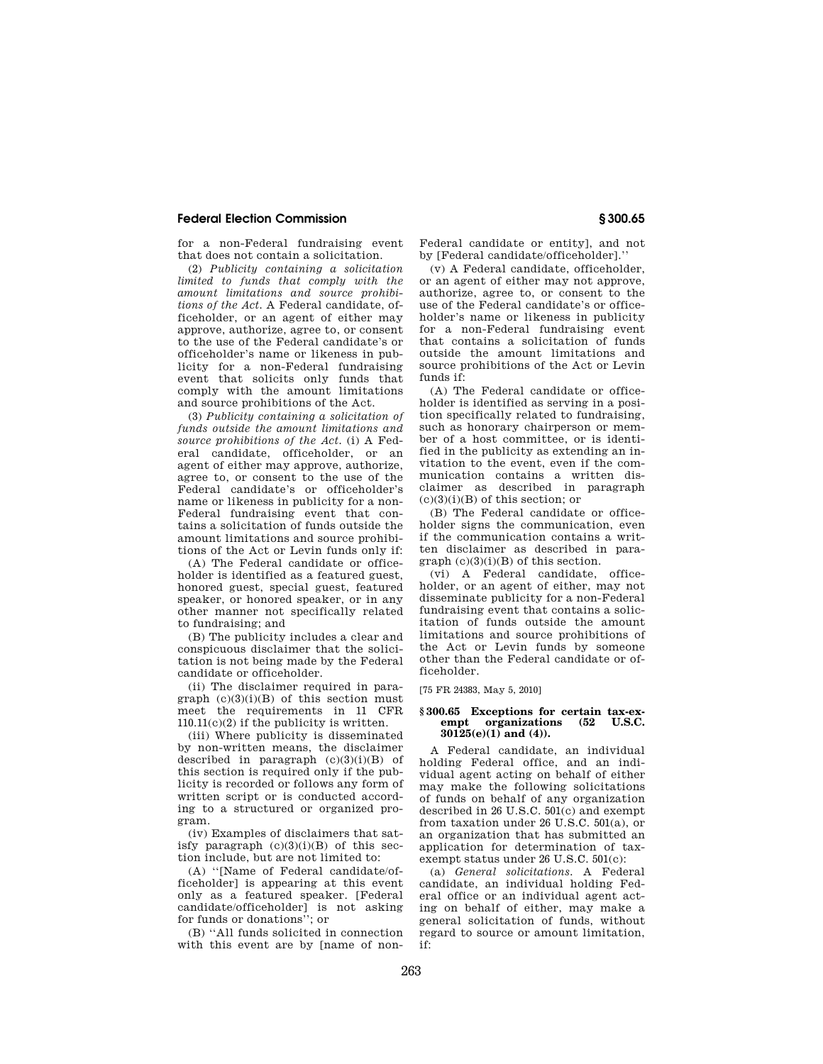for a non-Federal fundraising event that does not contain a solicitation.

(2) *Publicity containing a solicitation limited to funds that comply with the amount limitations and source prohibitions of the Act.* A Federal candidate, officeholder, or an agent of either may approve, authorize, agree to, or consent to the use of the Federal candidate's or officeholder's name or likeness in publicity for a non-Federal fundraising event that solicits only funds that comply with the amount limitations and source prohibitions of the Act.

(3) *Publicity containing a solicitation of funds outside the amount limitations and source prohibitions of the Act.* (i) A Federal candidate, officeholder, or an agent of either may approve, authorize, agree to, or consent to the use of the Federal candidate's or officeholder's name or likeness in publicity for a non-Federal fundraising event that contains a solicitation of funds outside the amount limitations and source prohibitions of the Act or Levin funds only if:

(A) The Federal candidate or officeholder is identified as a featured guest, honored guest, special guest, featured speaker, or honored speaker, or in any other manner not specifically related to fundraising; and

(B) The publicity includes a clear and conspicuous disclaimer that the solicitation is not being made by the Federal candidate or officeholder.

(ii) The disclaimer required in paragraph (c)(3)(i)(B) of this section must meet the requirements in 11 CFR 110.11(c)(2) if the publicity is written.

(iii) Where publicity is disseminated by non-written means, the disclaimer described in paragraph (c)(3)(i)(B) of this section is required only if the publicity is recorded or follows any form of written script or is conducted according to a structured or organized program.

(iv) Examples of disclaimers that satisfy paragraph (c)(3)(i)(B) of this section include, but are not limited to:

(A) ''[Name of Federal candidate/officeholder] is appearing at this event only as a featured speaker. [Federal candidate/officeholder] is not asking for funds or donations''; or

(B) ''All funds solicited in connection with this event are by [name of non-Federal candidate or entity], and not by [Federal candidate/officeholder].''

(v) A Federal candidate, officeholder, or an agent of either may not approve, authorize, agree to, or consent to the use of the Federal candidate's or officeholder's name or likeness in publicity for a non-Federal fundraising event that contains a solicitation of funds outside the amount limitations and source prohibitions of the Act or Levin funds if:

(A) The Federal candidate or officeholder is identified as serving in a position specifically related to fundraising, such as honorary chairperson or member of a host committee, or is identified in the publicity as extending an invitation to the event, even if the communication contains a written disclaimer as described in paragraph (c)(3)(i)(B) of this section; or

(B) The Federal candidate or officeholder signs the communication, even if the communication contains a written disclaimer as described in paragraph (c)(3)(i)(B) of this section.

(vi) A Federal candidate, officeholder, or an agent of either, may not disseminate publicity for a non-Federal fundraising event that contains a solicitation of funds outside the amount limitations and source prohibitions of the Act or Levin funds by someone other than the Federal candidate or officeholder.

[75 FR 24383, May 5, 2010]

## § 300.65 Exceptions for certain tax-exempt organizations (52 U.S.C. 30125(e)(1) and (4)).

A Federal candidate, an individual holding Federal office, and an individual agent acting on behalf of either may make the following solicitations of funds on behalf of any organization described in 26 U.S.C. 501(c) and exempt from taxation under 26 U.S.C. 501(a), or an organization that has submitted an application for determination of tax-exempt status under 26 U.S.C. 501(c):

(a) *General solicitations.* A Federal candidate, an individual holding Federal office or an individual agent acting on behalf of either, may make a general solicitation of funds, without regard to source or amount limitation, if: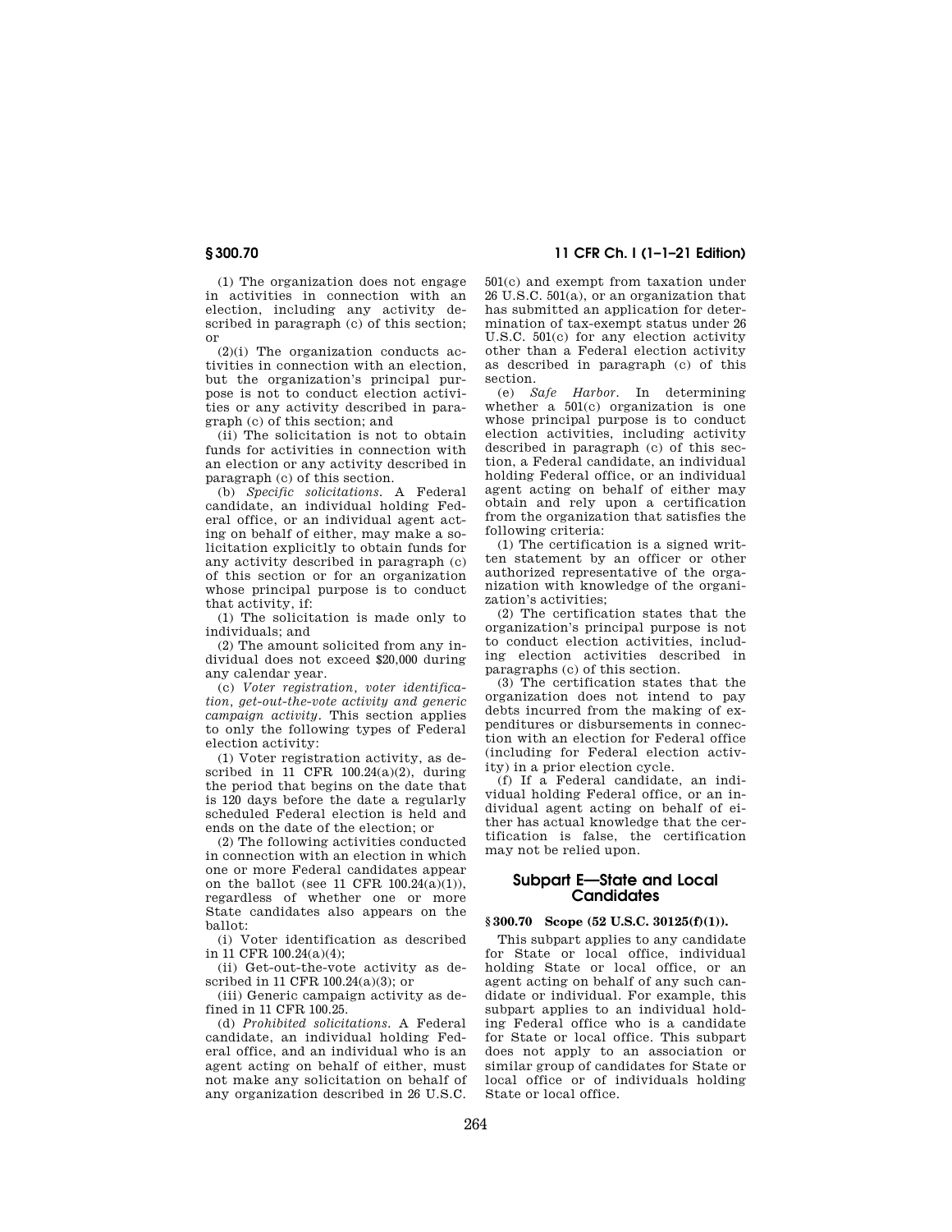(1) The organization does not engage in activities in connection with an election, including any activity described in paragraph (c) of this section; or

(2)(i) The organization conducts activities in connection with an election, but the organization's principal purpose is not to conduct election activities or any activity described in paragraph (c) of this section; and

(ii) The solicitation is not to obtain funds for activities in connection with an election or any activity described in paragraph (c) of this section.

(b) *Specific solicitations.* A Federal candidate, an individual holding Federal office, or an individual agent acting on behalf of either, may make a solicitation explicitly to obtain funds for any activity described in paragraph (c) of this section or for an organization whose principal purpose is to conduct that activity, if:

(1) The solicitation is made only to individuals; and

(2) The amount solicited from any individual does not exceed $20,000 during any calendar year.

(c) *Voter registration, voter identification, get-out-the-vote activity and generic campaign activity.* This section applies to only the following types of Federal election activity:

(1) Voter registration activity, as described in 11 CFR 100.24(a)(2), during the period that begins on the date that is 120 days before the date a regularly scheduled Federal election is held and ends on the date of the election; or

(2) The following activities conducted in connection with an election in which one or more Federal candidates appear on the ballot (see 11 CFR 100.24(a)(1)), regardless of whether one or more State candidates also appears on the ballot:

(i) Voter identification as described in 11 CFR 100.24(a)(4);

(ii) Get-out-the-vote activity as described in 11 CFR 100.24(a)(3); or

(iii) Generic campaign activity as defined in 11 CFR 100.25.

(d) *Prohibited solicitations.* A Federal candidate, an individual holding Federal office, and an individual who is an agent acting on behalf of either, must not make any solicitation on behalf of any organization described in 26 U.S.C. 501(c) and exempt from taxation under 26 U.S.C. 501(a), or an organization that has submitted an application for determination of tax-exempt status under 26 U.S.C. 501(c) for any election activity other than a Federal election activity as described in paragraph (c) of this section.

(e) *Safe Harbor.* In determining whether a 501(c) organization is one whose principal purpose is to conduct election activities, including activity described in paragraph (c) of this section, a Federal candidate, an individual holding Federal office, or an individual agent acting on behalf of either may obtain and rely upon a certification from the organization that satisfies the following criteria:

(1) The certification is a signed written statement by an officer or other authorized representative of the organization with knowledge of the organization's activities;

(2) The certification states that the organization's principal purpose is not to conduct election activities, including election activities described in paragraphs (c) of this section.

(3) The certification states that the organization does not intend to pay debts incurred from the making of expenditures or disbursements in connection with an election for Federal office (including for Federal election activity) in a prior election cycle.

(f) If a Federal candidate, an individual holding Federal office, or an individual agent acting on behalf of either has actual knowledge that the certification is false, the certification may not be relied upon.

## Subpart E—State and Local Candidates

### § 300.70 Scope (52 U.S.C. 30125(f)(1)).

This subpart applies to any candidate for State or local office, individual holding State or local office, or an agent acting on behalf of any such candidate or individual. For example, this subpart applies to an individual holding Federal office who is a candidate for State or local office. This subpart does not apply to an association or similar group of candidates for State or local office or of individuals holding State or local office.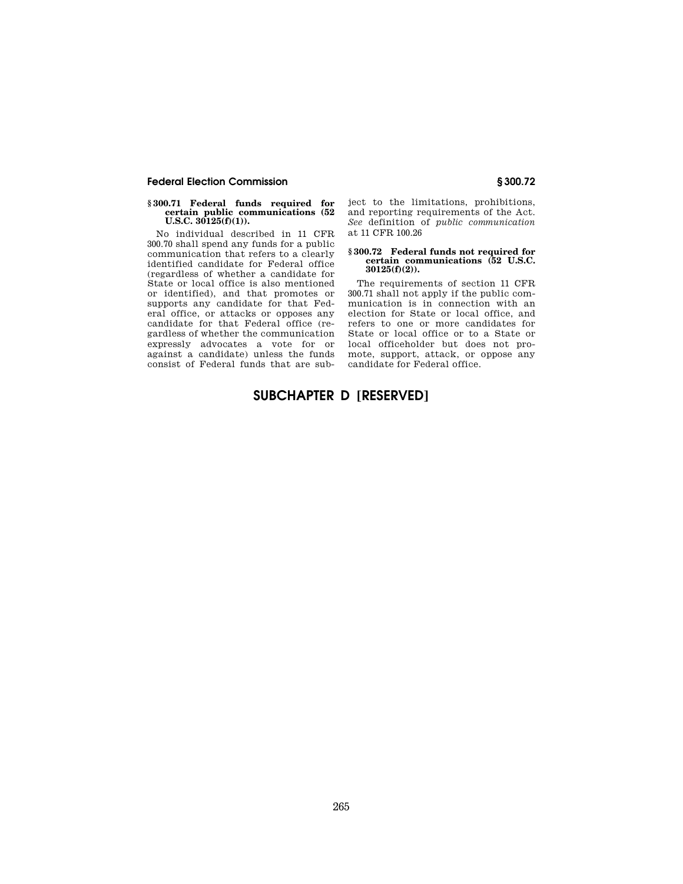**§ 300.71 Federal funds required for certain public communications (52 U.S.C. 30125(f)(1)).**

No individual described in 11 CFR 300.70 shall spend any funds for a public communication that refers to a clearly identified candidate for Federal office (regardless of whether a candidate for State or local office is also mentioned or identified), and that promotes or supports any candidate for that Federal office, or attacks or opposes any candidate for that Federal office (regardless of whether the communication expressly advocates a vote for or against a candidate) unless the funds consist of Federal funds that are subject to the limitations, prohibitions, and reporting requirements of the Act. *See* definition of *public communication* at 11 CFR 100.26

**§ 300.72 Federal funds not required for certain communications (52 U.S.C. 30125(f)(2)).**

The requirements of section 11 CFR 300.71 shall not apply if the public communication is in connection with an election for State or local office, and refers to one or more candidates for State or local office or to a State or local officeholder but does not promote, support, attack, or oppose any candidate for Federal office.

# SUBCHAPTER D [RESERVED]